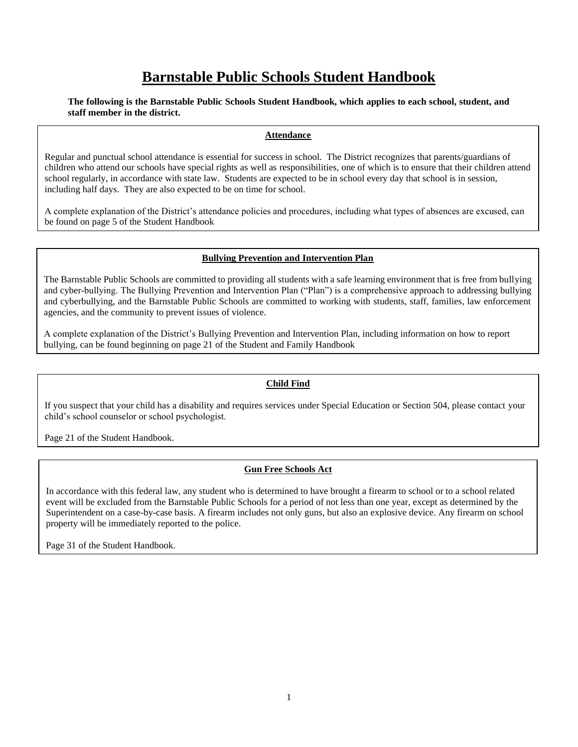# Barnstable Public Schools Student Handbook

**The following is the Barnstable Public Schools Student Handbook, which applies to each school, student, and staff member in the district.**

### Attendance

Regular and punctual school attendance is essential for success in school. The District recognizes that parents/guardians of children who attend our schools have special rights as well as responsibilities, one of which is to ensure that their children attend school regularly, in accordance with state law. Students are expected to be in school every day that school is in session, including half days. They are also expected to be on time for school.

A complete explanation of the District's attendance policies and procedures, including what types of absences are excused, can be found on page 5 of the Student Handbook

### Bullying Prevention and Intervention Plan

The Barnstable Public Schools are committed to providing all students with a safe learning environment that is free from bullying and cyber-bullying. The Bullying Prevention and Intervention Plan ("Plan") is a comprehensive approach to addressing bullying and cyberbullying, and the Barnstable Public Schools are committed to working with students, staff, families, law enforcement agencies, and the community to prevent issues of violence.

A complete explanation of the District's Bullying Prevention and Intervention Plan, including information on how to report bullying, can be found beginning on page 21 of the Student and Family Handbook

### Child Find

If you suspect that your child has a disability and requires services under Special Education or Section 504, please contact your child's school counselor or school psychologist.

Page 21 of the Student Handbook.

### Gun Free Schools Act

In accordance with this federal law, any student who is determined to have brought a firearm to school or to a school related event will be excluded from the Barnstable Public Schools for a period of not less than one year, except as determined by the Superintendent on a case-by-case basis. A firearm includes not only guns, but also an explosive device. Any firearm on school property will be immediately reported to the police.

Page 31 of the Student Handbook.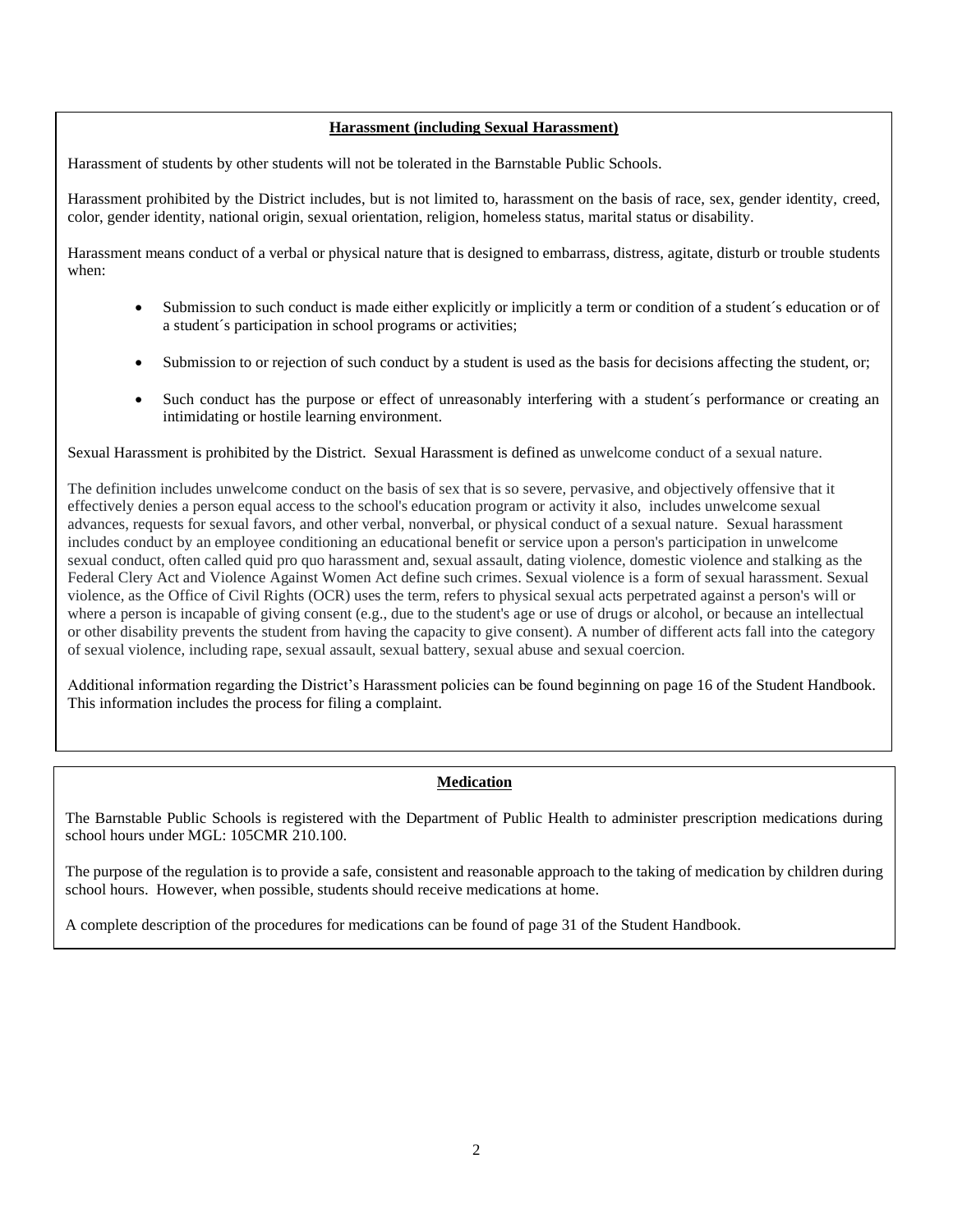## Harassment (including Sexual Harassment)

Harassment of students by other students will not be tolerated in the Barnstable Public Schools.

Harassment prohibited by the District includes, but is not limited to, harassment on the basis of race, sex, gender identity, creed, color, gender identity, national origin, sexual orientation, religion, homeless status, marital status or disability.

Harassment means conduct of a verbal or physical nature that is designed to embarrass, distress, agitate, disturb or trouble students when:

- Submission to such conduct is made either explicitly or implicitly a term or condition of a student´s education or of a student´s participation in school programs or activities;
- Submission to or rejection of such conduct by a student is used as the basis for decisions affecting the student, or;
- Such conduct has the purpose or effect of unreasonably interfering with a student´s performance or creating an intimidating or hostile learning environment.

Sexual Harassment is prohibited by the District. Sexual Harassment is defined as unwelcome conduct of a sexual nature.

The definition includes unwelcome conduct on the basis of sex that is so severe, pervasive, and objectively offensive that it effectively denies a person equal access to the school's education program or activity it also, includes unwelcome sexual advances, requests for sexual favors, and other verbal, nonverbal, or physical conduct of a sexual nature. Sexual harassment includes conduct by an employee conditioning an educational benefit or service upon a person's participation in unwelcome sexual conduct, often called quid pro quo harassment and, sexual assault, dating violence, domestic violence and stalking as the Federal Clery Act and Violence Against Women Act define such crimes. Sexual violence is a form of sexual harassment. Sexual violence, as the Office of Civil Rights (OCR) uses the term, refers to physical sexual acts perpetrated against a person's will or where a person is incapable of giving consent (e.g., due to the student's age or use of drugs or alcohol, or because an intellectual or other disability prevents the student from having the capacity to give consent). A number of different acts fall into the category of sexual violence, including rape, sexual assault, sexual battery, sexual abuse and sexual coercion.

Additional information regarding the District's Harassment policies can be found beginning on page 16 of the Student Handbook. This information includes the process for filing a complaint.

## Medication

The Barnstable Public Schools is registered with the Department of Public Health to administer prescription medications during school hours under MGL: 105CMR 210.100.

The purpose of the regulation is to provide a safe, consistent and reasonable approach to the taking of medication by children during school hours. However, when possible, students should receive medications at home.

A complete description of the procedures for medications can be found of page 31 of the Student Handbook.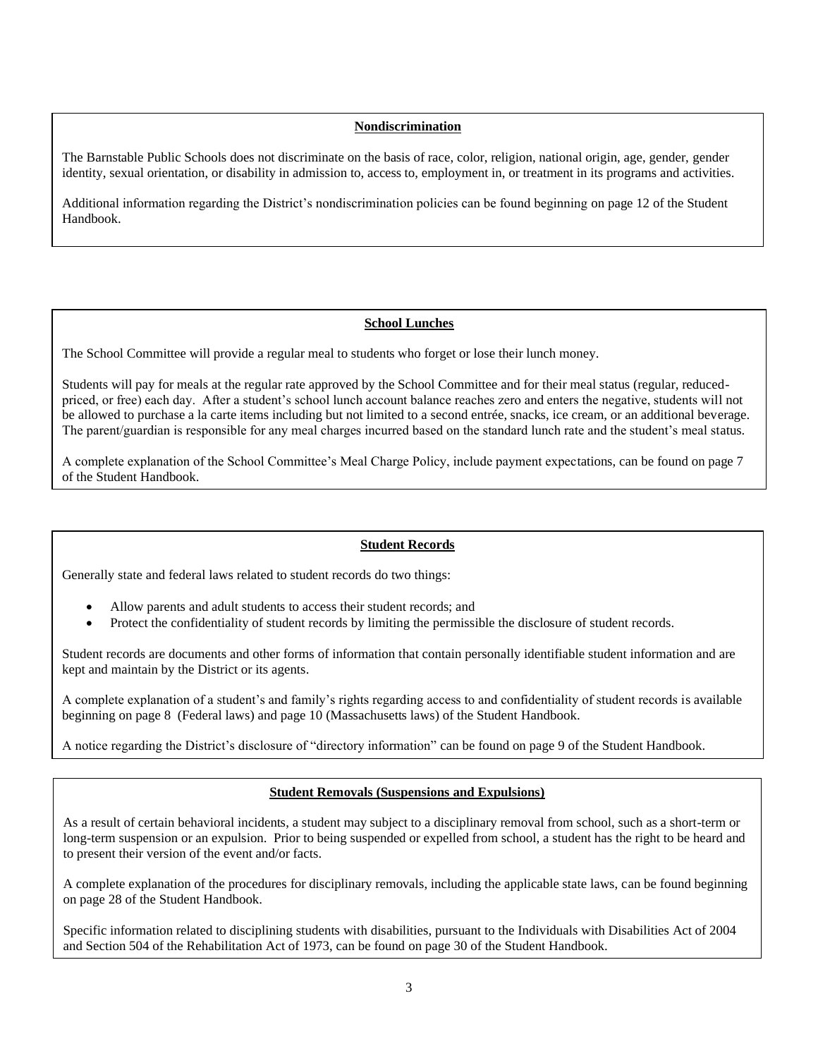## Nondiscrimination

The Barnstable Public Schools does not discriminate on the basis of race, color, religion, national origin, age, gender, gender identity, sexual orientation, or disability in admission to, access to, employment in, or treatment in its programs and activities.

Additional information regarding the District's nondiscrimination policies can be found beginning on page 12 of the Student Handbook.

## School Lunches

The School Committee will provide a regular meal to students who forget or lose their lunch money.

Students will pay for meals at the regular rate approved by the School Committee and for their meal status (regular, reduced-priced, or free) each day. After a student's school lunch account balance reaches zero and enters the negative, students will not be allowed to purchase a la carte items including but not limited to a second entrée, snacks, ice cream, or an additional beverage. The parent/guardian is responsible for any meal charges incurred based on the standard lunch rate and the student's meal status.

A complete explanation of the School Committee's Meal Charge Policy, include payment expectations, can be found on page 7 of the Student Handbook.

## Student Records

Generally state and federal laws related to student records do two things:

- Allow parents and adult students to access their student records; and
- Protect the confidentiality of student records by limiting the permissible the disclosure of student records.

Student records are documents and other forms of information that contain personally identifiable student information and are kept and maintain by the District or its agents.

A complete explanation of a student's and family's rights regarding access to and confidentiality of student records is available beginning on page 8 (Federal laws) and page 10 (Massachusetts laws) of the Student Handbook.

A notice regarding the District's disclosure of "directory information" can be found on page 9 of the Student Handbook.

## Student Removals (Suspensions and Expulsions)

As a result of certain behavioral incidents, a student may subject to a disciplinary removal from school, such as a short-term or long-term suspension or an expulsion. Prior to being suspended or expelled from school, a student has the right to be heard and to present their version of the event and/or facts.

A complete explanation of the procedures for disciplinary removals, including the applicable state laws, can be found beginning on page 28 of the Student Handbook.

Specific information related to disciplining students with disabilities, pursuant to the Individuals with Disabilities Act of 2004 and Section 504 of the Rehabilitation Act of 1973, can be found on page 30 of the Student Handbook.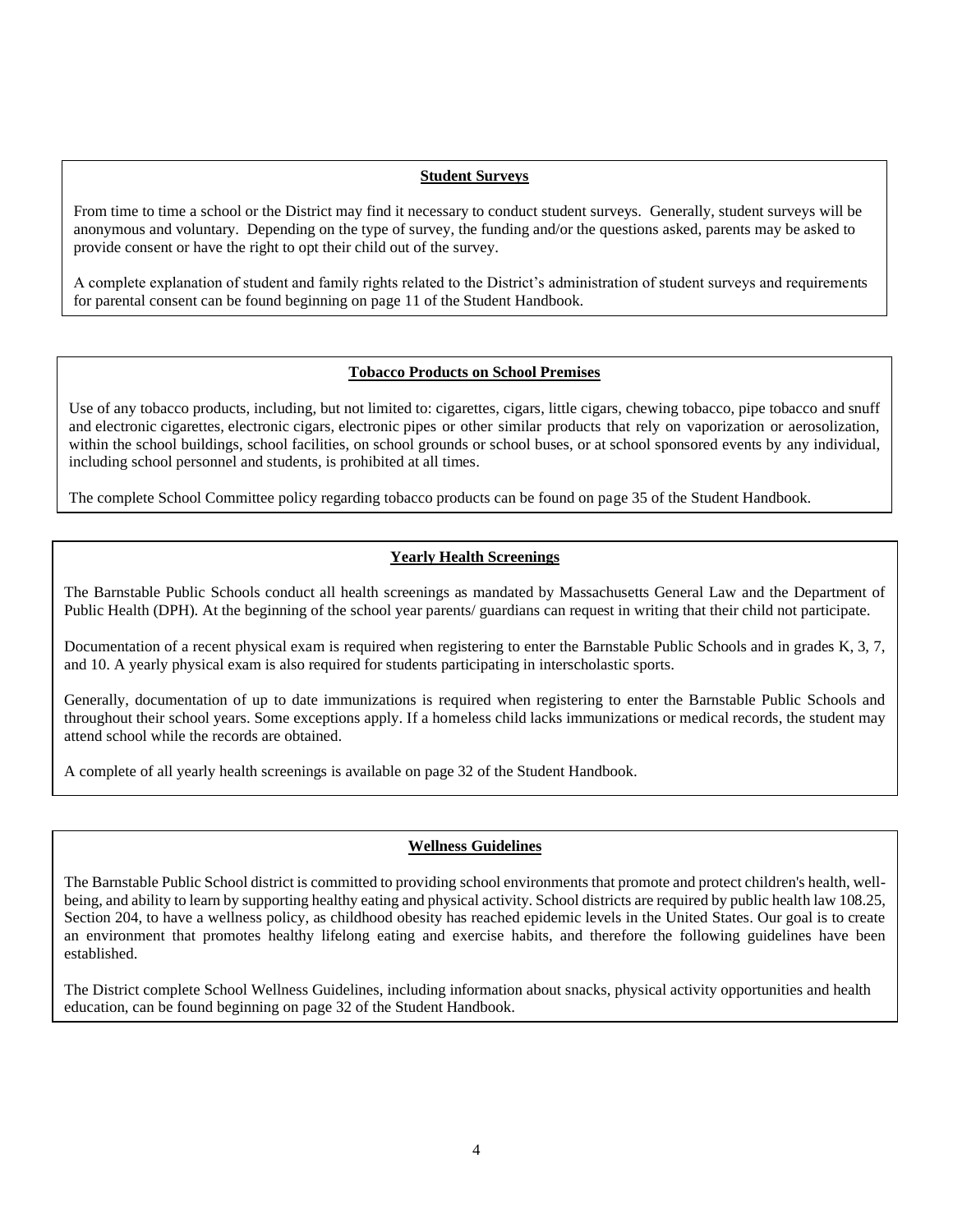## Student Surveys

From time to time a school or the District may find it necessary to conduct student surveys. Generally, student surveys will be anonymous and voluntary. Depending on the type of survey, the funding and/or the questions asked, parents may be asked to provide consent or have the right to opt their child out of the survey.

A complete explanation of student and family rights related to the District's administration of student surveys and requirements for parental consent can be found beginning on page 11 of the Student Handbook.

## Tobacco Products on School Premises

Use of any tobacco products, including, but not limited to: cigarettes, cigars, little cigars, chewing tobacco, pipe tobacco and snuff and electronic cigarettes, electronic cigars, electronic pipes or other similar products that rely on vaporization or aerosolization, within the school buildings, school facilities, on school grounds or school buses, or at school sponsored events by any individual, including school personnel and students, is prohibited at all times.

The complete School Committee policy regarding tobacco products can be found on page 35 of the Student Handbook.

## Yearly Health Screenings

The Barnstable Public Schools conduct all health screenings as mandated by Massachusetts General Law and the Department of Public Health (DPH). At the beginning of the school year parents/ guardians can request in writing that their child not participate.

Documentation of a recent physical exam is required when registering to enter the Barnstable Public Schools and in grades K, 3, 7, and 10. A yearly physical exam is also required for students participating in interscholastic sports.

Generally, documentation of up to date immunizations is required when registering to enter the Barnstable Public Schools and throughout their school years. Some exceptions apply. If a homeless child lacks immunizations or medical records, the student may attend school while the records are obtained.

A complete of all yearly health screenings is available on page 32 of the Student Handbook.

## Wellness Guidelines

The Barnstable Public School district is committed to providing school environments that promote and protect children's health, well-being, and ability to learn by supporting healthy eating and physical activity. School districts are required by public health law 108.25, Section 204, to have a wellness policy, as childhood obesity has reached epidemic levels in the United States. Our goal is to create an environment that promotes healthy lifelong eating and exercise habits, and therefore the following guidelines have been established.

The District complete School Wellness Guidelines, including information about snacks, physical activity opportunities and health education, can be found beginning on page 32 of the Student Handbook.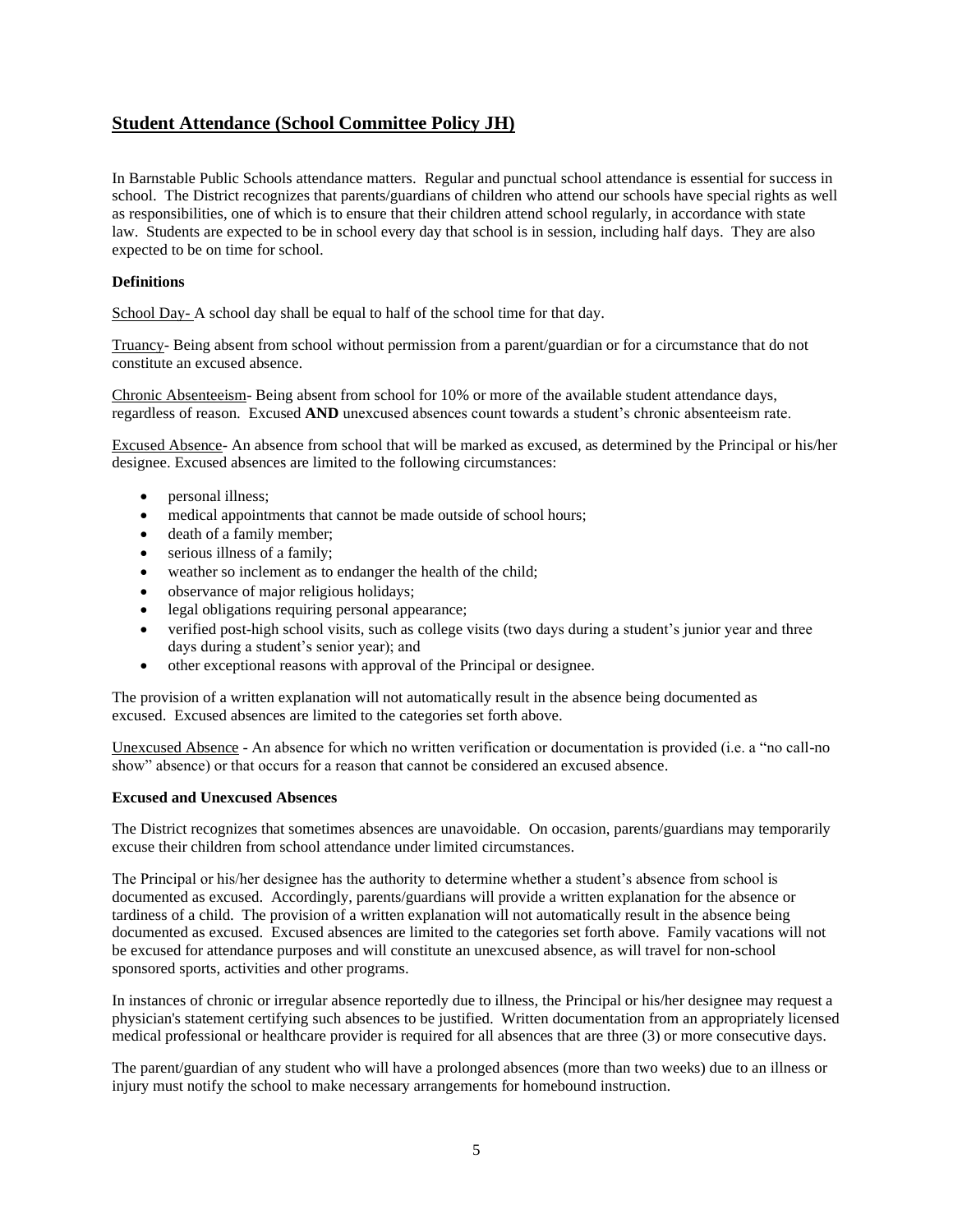## Student Attendance (School Committee Policy JH)

In Barnstable Public Schools attendance matters. Regular and punctual school attendance is essential for success in school. The District recognizes that parents/guardians of children who attend our schools have special rights as well as responsibilities, one of which is to ensure that their children attend school regularly, in accordance with state law. Students are expected to be in school every day that school is in session, including half days. They are also expected to be on time for school.

**Definitions**

School Day- A school day shall be equal to half of the school time for that day.

Truancy- Being absent from school without permission from a parent/guardian or for a circumstance that do not constitute an excused absence.

Chronic Absenteeism- Being absent from school for 10% or more of the available student attendance days, regardless of reason. Excused **AND** unexcused absences count towards a student's chronic absenteeism rate.

Excused Absence- An absence from school that will be marked as excused, as determined by the Principal or his/her designee. Excused absences are limited to the following circumstances:

- personal illness;
- medical appointments that cannot be made outside of school hours;
- death of a family member;
- serious illness of a family;
- weather so inclement as to endanger the health of the child;
- observance of major religious holidays;
- legal obligations requiring personal appearance;
- verified post-high school visits, such as college visits (two days during a student's junior year and three days during a student's senior year); and
- other exceptional reasons with approval of the Principal or designee.

The provision of a written explanation will not automatically result in the absence being documented as excused. Excused absences are limited to the categories set forth above.

Unexcused Absence - An absence for which no written verification or documentation is provided (i.e. a "no call-no show" absence) or that occurs for a reason that cannot be considered an excused absence.

**Excused and Unexcused Absences**

The District recognizes that sometimes absences are unavoidable. On occasion, parents/guardians may temporarily excuse their children from school attendance under limited circumstances.

The Principal or his/her designee has the authority to determine whether a student's absence from school is documented as excused. Accordingly, parents/guardians will provide a written explanation for the absence or tardiness of a child. The provision of a written explanation will not automatically result in the absence being documented as excused. Excused absences are limited to the categories set forth above. Family vacations will not be excused for attendance purposes and will constitute an unexcused absence, as will travel for non-school sponsored sports, activities and other programs.

In instances of chronic or irregular absence reportedly due to illness, the Principal or his/her designee may request a physician's statement certifying such absences to be justified. Written documentation from an appropriately licensed medical professional or healthcare provider is required for all absences that are three (3) or more consecutive days.

The parent/guardian of any student who will have a prolonged absences (more than two weeks) due to an illness or injury must notify the school to make necessary arrangements for homebound instruction.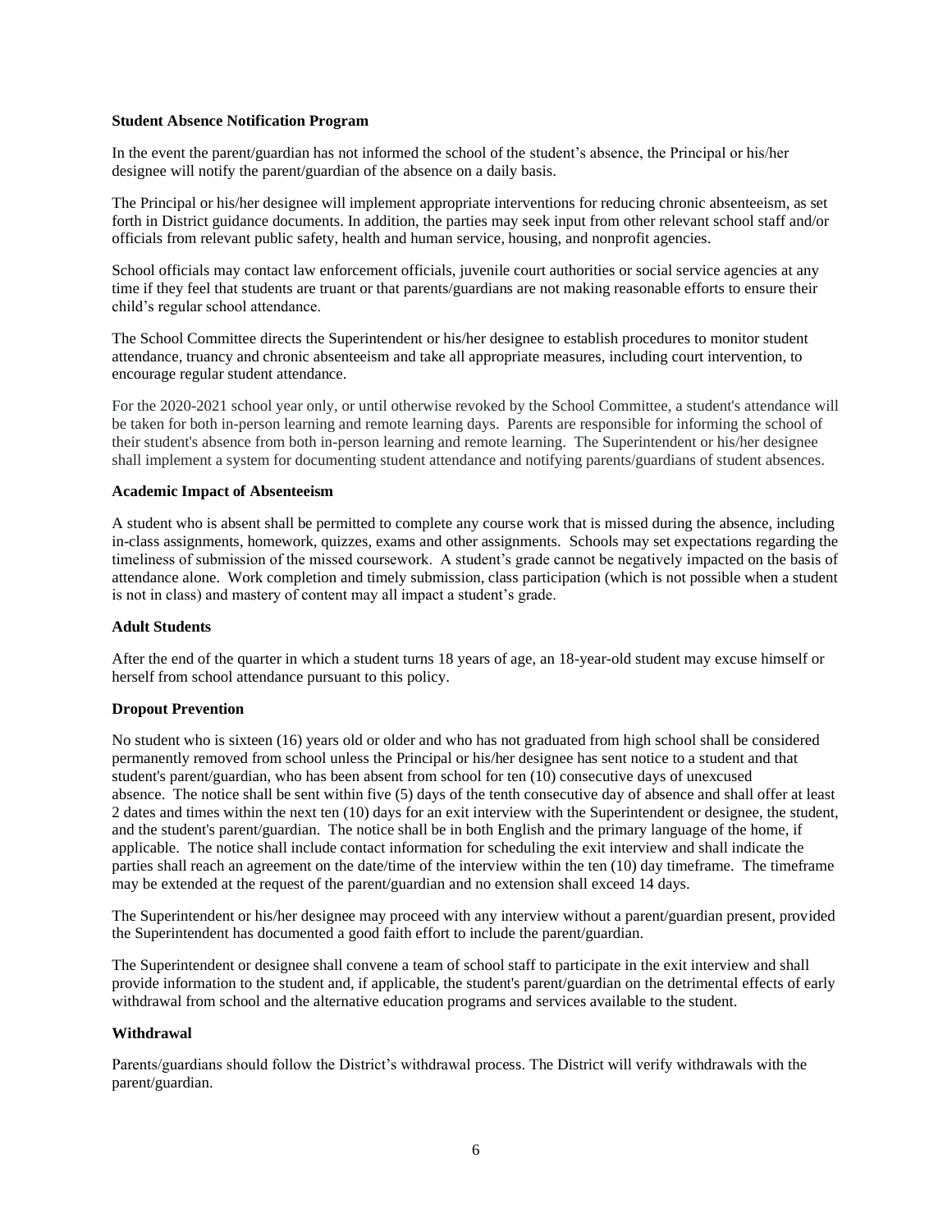**Student Absence Notification Program**

In the event the parent/guardian has not informed the school of the student's absence, the Principal or his/her designee will notify the parent/guardian of the absence on a daily basis.

The Principal or his/her designee will implement appropriate interventions for reducing chronic absenteeism, as set forth in District guidance documents. In addition, the parties may seek input from other relevant school staff and/or officials from relevant public safety, health and human service, housing, and nonprofit agencies.

School officials may contact law enforcement officials, juvenile court authorities or social service agencies at any time if they feel that students are truant or that parents/guardians are not making reasonable efforts to ensure their child's regular school attendance.

The School Committee directs the Superintendent or his/her designee to establish procedures to monitor student attendance, truancy and chronic absenteeism and take all appropriate measures, including court intervention, to encourage regular student attendance.

For the 2020-2021 school year only, or until otherwise revoked by the School Committee, a student's attendance will be taken for both in-person learning and remote learning days. Parents are responsible for informing the school of their student's absence from both in-person learning and remote learning. The Superintendent or his/her designee shall implement a system for documenting student attendance and notifying parents/guardians of student absences.

**Academic Impact of Absenteeism**

A student who is absent shall be permitted to complete any course work that is missed during the absence, including in-class assignments, homework, quizzes, exams and other assignments. Schools may set expectations regarding the timeliness of submission of the missed coursework. A student's grade cannot be negatively impacted on the basis of attendance alone. Work completion and timely submission, class participation (which is not possible when a student is not in class) and mastery of content may all impact a student's grade.

**Adult Students**

After the end of the quarter in which a student turns 18 years of age, an 18-year-old student may excuse himself or herself from school attendance pursuant to this policy.

**Dropout Prevention**

No student who is sixteen (16) years old or older and who has not graduated from high school shall be considered permanently removed from school unless the Principal or his/her designee has sent notice to a student and that student's parent/guardian, who has been absent from school for ten (10) consecutive days of unexcused absence. The notice shall be sent within five (5) days of the tenth consecutive day of absence and shall offer at least 2 dates and times within the next ten (10) days for an exit interview with the Superintendent or designee, the student, and the student's parent/guardian. The notice shall be in both English and the primary language of the home, if applicable. The notice shall include contact information for scheduling the exit interview and shall indicate the parties shall reach an agreement on the date/time of the interview within the ten (10) day timeframe. The timeframe may be extended at the request of the parent/guardian and no extension shall exceed 14 days.

The Superintendent or his/her designee may proceed with any interview without a parent/guardian present, provided the Superintendent has documented a good faith effort to include the parent/guardian.

The Superintendent or designee shall convene a team of school staff to participate in the exit interview and shall provide information to the student and, if applicable, the student's parent/guardian on the detrimental effects of early withdrawal from school and the alternative education programs and services available to the student.

**Withdrawal**

Parents/guardians should follow the District's withdrawal process. The District will verify withdrawals with the parent/guardian.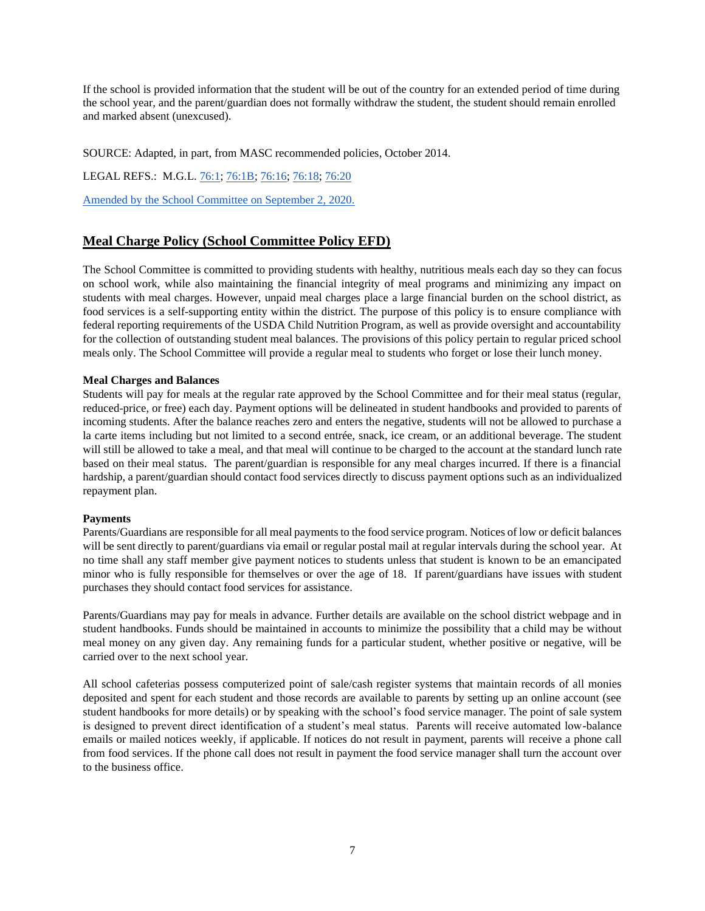If the school is provided information that the student will be out of the country for an extended period of time during the school year, and the parent/guardian does not formally withdraw the student, the student should remain enrolled and marked absent (unexcused).

SOURCE: Adapted, in part, from MASC recommended policies, October 2014.

LEGAL REFS.: M.G.L. 76:1; 76:1B; 76:16; 76:18; 76:20

Amended by the School Committee on September 2, 2020.

## Meal Charge Policy (School Committee Policy EFD)

The School Committee is committed to providing students with healthy, nutritious meals each day so they can focus on school work, while also maintaining the financial integrity of meal programs and minimizing any impact on students with meal charges. However, unpaid meal charges place a large financial burden on the school district, as food services is a self-supporting entity within the district. The purpose of this policy is to ensure compliance with federal reporting requirements of the USDA Child Nutrition Program, as well as provide oversight and accountability for the collection of outstanding student meal balances. The provisions of this policy pertain to regular priced school meals only. The School Committee will provide a regular meal to students who forget or lose their lunch money.

**Meal Charges and Balances**

Students will pay for meals at the regular rate approved by the School Committee and for their meal status (regular, reduced-price, or free) each day. Payment options will be delineated in student handbooks and provided to parents of incoming students. After the balance reaches zero and enters the negative, students will not be allowed to purchase a la carte items including but not limited to a second entrée, snack, ice cream, or an additional beverage. The student will still be allowed to take a meal, and that meal will continue to be charged to the account at the standard lunch rate based on their meal status. The parent/guardian is responsible for any meal charges incurred. If there is a financial hardship, a parent/guardian should contact food services directly to discuss payment options such as an individualized repayment plan.

**Payments**

Parents/Guardians are responsible for all meal payments to the food service program. Notices of low or deficit balances will be sent directly to parent/guardians via email or regular postal mail at regular intervals during the school year. At no time shall any staff member give payment notices to students unless that student is known to be an emancipated minor who is fully responsible for themselves or over the age of 18. If parent/guardians have issues with student purchases they should contact food services for assistance.

Parents/Guardians may pay for meals in advance. Further details are available on the school district webpage and in student handbooks. Funds should be maintained in accounts to minimize the possibility that a child may be without meal money on any given day. Any remaining funds for a particular student, whether positive or negative, will be carried over to the next school year.

All school cafeterias possess computerized point of sale/cash register systems that maintain records of all monies deposited and spent for each student and those records are available to parents by setting up an online account (see student handbooks for more details) or by speaking with the school's food service manager. The point of sale system is designed to prevent direct identification of a student's meal status. Parents will receive automated low-balance emails or mailed notices weekly, if applicable. If notices do not result in payment, parents will receive a phone call from food services. If the phone call does not result in payment the food service manager shall turn the account over to the business office.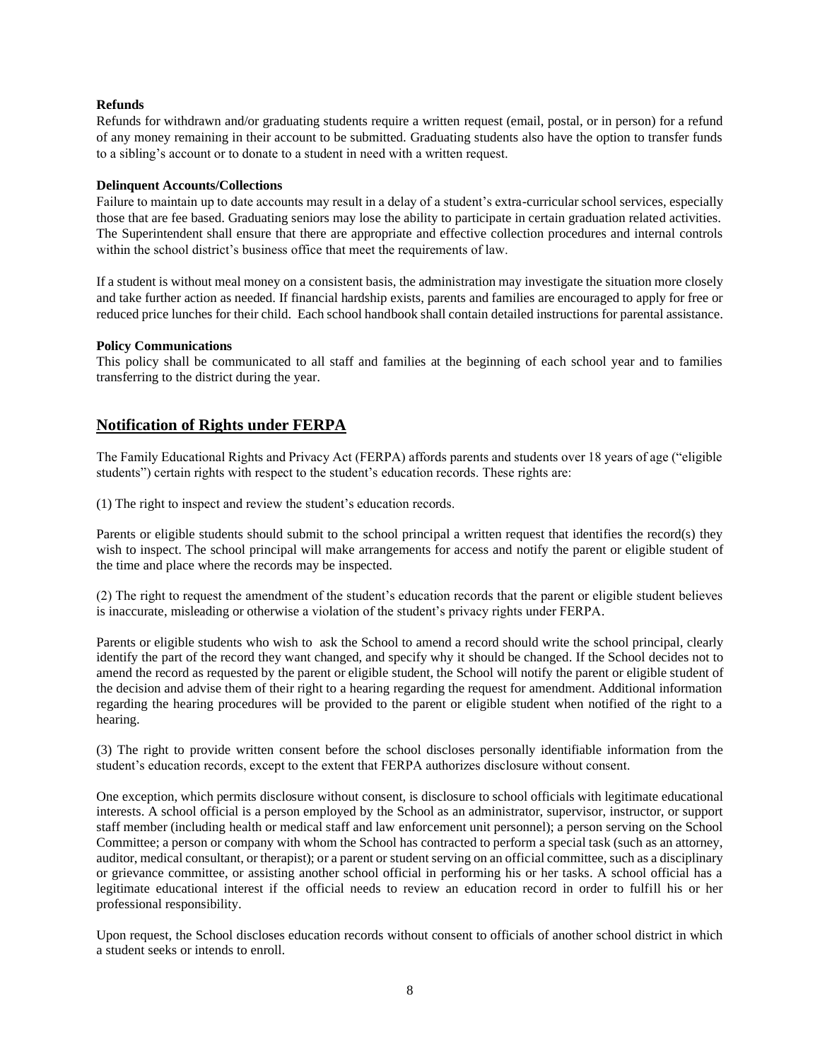**Refunds**

Refunds for withdrawn and/or graduating students require a written request (email, postal, or in person) for a refund of any money remaining in their account to be submitted. Graduating students also have the option to transfer funds to a sibling's account or to donate to a student in need with a written request.

**Delinquent Accounts/Collections**

Failure to maintain up to date accounts may result in a delay of a student's extra-curricular school services, especially those that are fee based. Graduating seniors may lose the ability to participate in certain graduation related activities. The Superintendent shall ensure that there are appropriate and effective collection procedures and internal controls within the school district's business office that meet the requirements of law.

If a student is without meal money on a consistent basis, the administration may investigate the situation more closely and take further action as needed. If financial hardship exists, parents and families are encouraged to apply for free or reduced price lunches for their child. Each school handbook shall contain detailed instructions for parental assistance.

**Policy Communications**

This policy shall be communicated to all staff and families at the beginning of each school year and to families transferring to the district during the year.

## Notification of Rights under FERPA

The Family Educational Rights and Privacy Act (FERPA) affords parents and students over 18 years of age ("eligible students") certain rights with respect to the student's education records. These rights are:

(1) The right to inspect and review the student's education records.

Parents or eligible students should submit to the school principal a written request that identifies the record(s) they wish to inspect. The school principal will make arrangements for access and notify the parent or eligible student of the time and place where the records may be inspected.

(2) The right to request the amendment of the student's education records that the parent or eligible student believes is inaccurate, misleading or otherwise a violation of the student's privacy rights under FERPA.

Parents or eligible students who wish to ask the School to amend a record should write the school principal, clearly identify the part of the record they want changed, and specify why it should be changed. If the School decides not to amend the record as requested by the parent or eligible student, the School will notify the parent or eligible student of the decision and advise them of their right to a hearing regarding the request for amendment. Additional information regarding the hearing procedures will be provided to the parent or eligible student when notified of the right to a hearing.

(3) The right to provide written consent before the school discloses personally identifiable information from the student's education records, except to the extent that FERPA authorizes disclosure without consent.

One exception, which permits disclosure without consent, is disclosure to school officials with legitimate educational interests. A school official is a person employed by the School as an administrator, supervisor, instructor, or support staff member (including health or medical staff and law enforcement unit personnel); a person serving on the School Committee; a person or company with whom the School has contracted to perform a special task (such as an attorney, auditor, medical consultant, or therapist); or a parent or student serving on an official committee, such as a disciplinary or grievance committee, or assisting another school official in performing his or her tasks. A school official has a legitimate educational interest if the official needs to review an education record in order to fulfill his or her professional responsibility.

Upon request, the School discloses education records without consent to officials of another school district in which a student seeks or intends to enroll.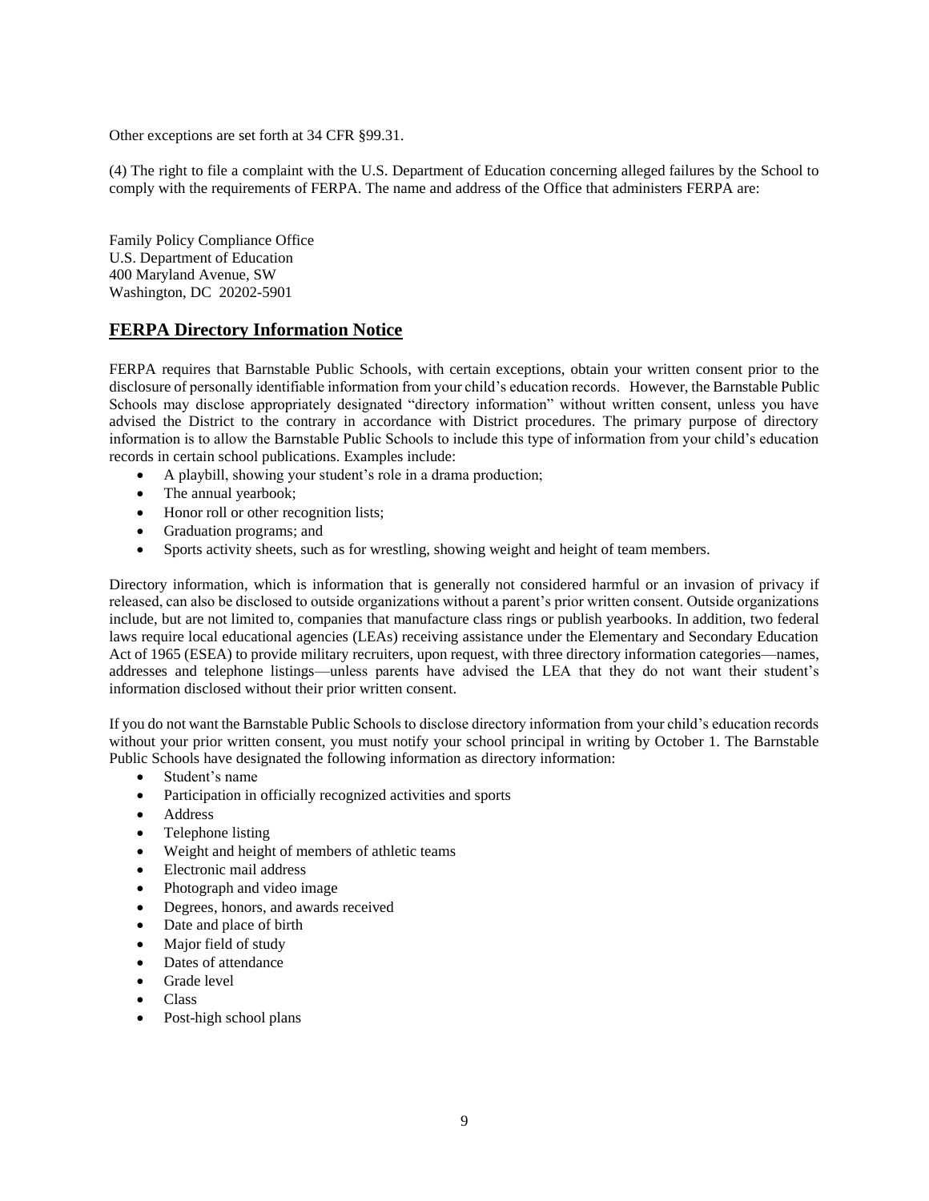Other exceptions are set forth at 34 CFR §99.31.

(4) The right to file a complaint with the U.S. Department of Education concerning alleged failures by the School to comply with the requirements of FERPA. The name and address of the Office that administers FERPA are:

Family Policy Compliance Office
U.S. Department of Education
400 Maryland Avenue, SW
Washington, DC 20202-5901

## FERPA Directory Information Notice

FERPA requires that Barnstable Public Schools, with certain exceptions, obtain your written consent prior to the disclosure of personally identifiable information from your child's education records. However, the Barnstable Public Schools may disclose appropriately designated "directory information" without written consent, unless you have advised the District to the contrary in accordance with District procedures. The primary purpose of directory information is to allow the Barnstable Public Schools to include this type of information from your child's education records in certain school publications. Examples include:

- A playbill, showing your student's role in a drama production;
- The annual yearbook;
- Honor roll or other recognition lists;
- Graduation programs; and
- Sports activity sheets, such as for wrestling, showing weight and height of team members.

Directory information, which is information that is generally not considered harmful or an invasion of privacy if released, can also be disclosed to outside organizations without a parent's prior written consent. Outside organizations include, but are not limited to, companies that manufacture class rings or publish yearbooks. In addition, two federal laws require local educational agencies (LEAs) receiving assistance under the Elementary and Secondary Education Act of 1965 (ESEA) to provide military recruiters, upon request, with three directory information categories—names, addresses and telephone listings—unless parents have advised the LEA that they do not want their student's information disclosed without their prior written consent.

If you do not want the Barnstable Public Schools to disclose directory information from your child's education records without your prior written consent, you must notify your school principal in writing by October 1. The Barnstable Public Schools have designated the following information as directory information:

- Student's name
- Participation in officially recognized activities and sports
- Address
- Telephone listing
- Weight and height of members of athletic teams
- Electronic mail address
- Photograph and video image
- Degrees, honors, and awards received
- Date and place of birth
- Major field of study
- Dates of attendance
- Grade level
- Class
- Post-high school plans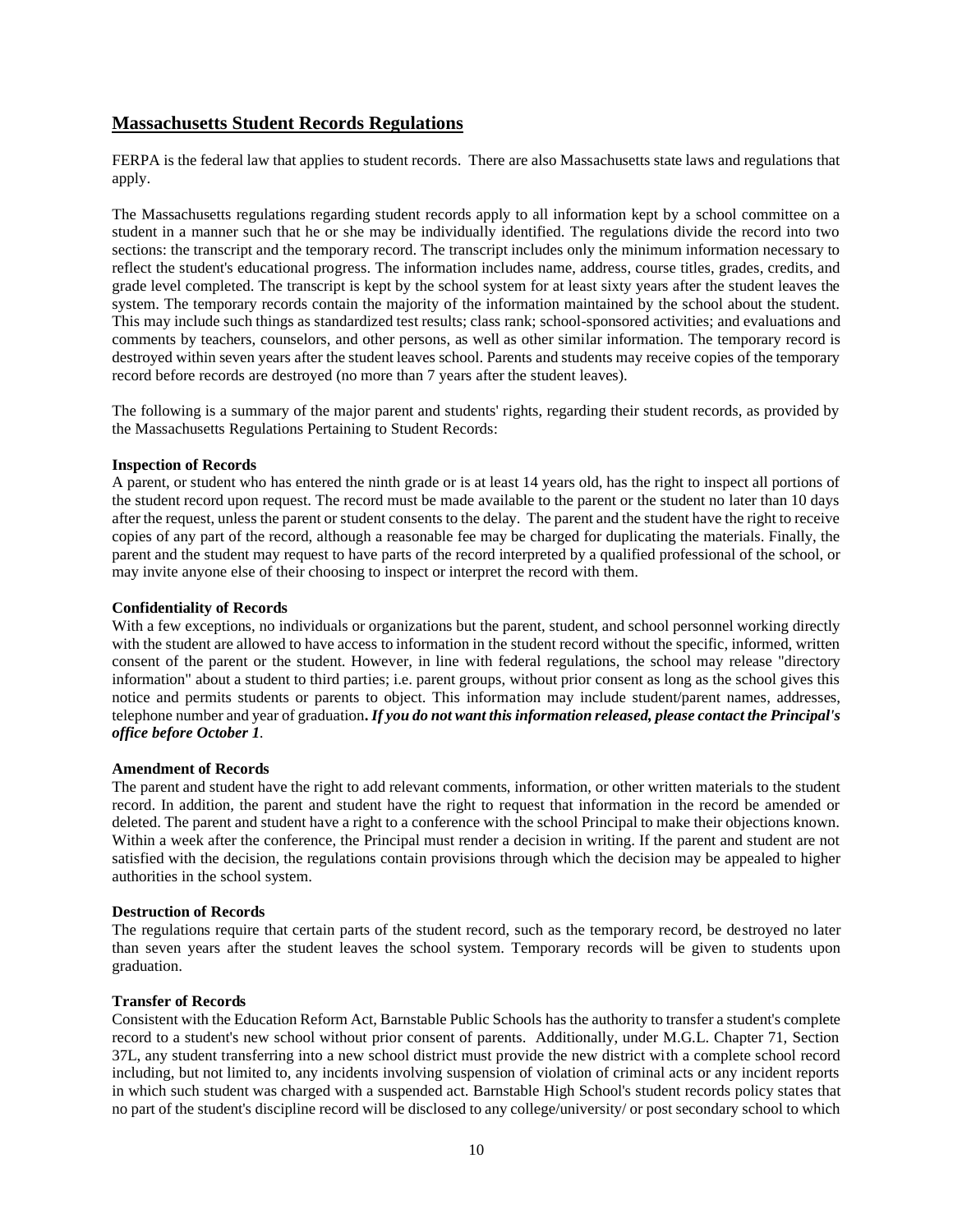## Massachusetts Student Records Regulations

FERPA is the federal law that applies to student records. There are also Massachusetts state laws and regulations that apply.

The Massachusetts regulations regarding student records apply to all information kept by a school committee on a student in a manner such that he or she may be individually identified. The regulations divide the record into two sections: the transcript and the temporary record. The transcript includes only the minimum information necessary to reflect the student's educational progress. The information includes name, address, course titles, grades, credits, and grade level completed. The transcript is kept by the school system for at least sixty years after the student leaves the system. The temporary records contain the majority of the information maintained by the school about the student. This may include such things as standardized test results; class rank; school-sponsored activities; and evaluations and comments by teachers, counselors, and other persons, as well as other similar information. The temporary record is destroyed within seven years after the student leaves school. Parents and students may receive copies of the temporary record before records are destroyed (no more than 7 years after the student leaves).

The following is a summary of the major parent and students' rights, regarding their student records, as provided by the Massachusetts Regulations Pertaining to Student Records:

**Inspection of Records**

A parent, or student who has entered the ninth grade or is at least 14 years old, has the right to inspect all portions of the student record upon request. The record must be made available to the parent or the student no later than 10 days after the request, unless the parent or student consents to the delay. The parent and the student have the right to receive copies of any part of the record, although a reasonable fee may be charged for duplicating the materials. Finally, the parent and the student may request to have parts of the record interpreted by a qualified professional of the school, or may invite anyone else of their choosing to inspect or interpret the record with them.

**Confidentiality of Records**

With a few exceptions, no individuals or organizations but the parent, student, and school personnel working directly with the student are allowed to have access to information in the student record without the specific, informed, written consent of the parent or the student. However, in line with federal regulations, the school may release "directory information" about a student to third parties; i.e. parent groups, without prior consent as long as the school gives this notice and permits students or parents to object. This information may include student/parent names, addresses, telephone number and year of graduation***. If you do not want this information released, please contact the Principal's office before October 1***.

**Amendment of Records**

The parent and student have the right to add relevant comments, information, or other written materials to the student record. In addition, the parent and student have the right to request that information in the record be amended or deleted. The parent and student have a right to a conference with the school Principal to make their objections known. Within a week after the conference, the Principal must render a decision in writing. If the parent and student are not satisfied with the decision, the regulations contain provisions through which the decision may be appealed to higher authorities in the school system.

**Destruction of Records**

The regulations require that certain parts of the student record, such as the temporary record, be destroyed no later than seven years after the student leaves the school system. Temporary records will be given to students upon graduation.

**Transfer of Records**

Consistent with the Education Reform Act, Barnstable Public Schools has the authority to transfer a student's complete record to a student's new school without prior consent of parents. Additionally, under M.G.L. Chapter 71, Section 37L, any student transferring into a new school district must provide the new district with a complete school record including, but not limited to, any incidents involving suspension of violation of criminal acts or any incident reports in which such student was charged with a suspended act. Barnstable High School's student records policy states that no part of the student's discipline record will be disclosed to any college/university/ or post secondary school to which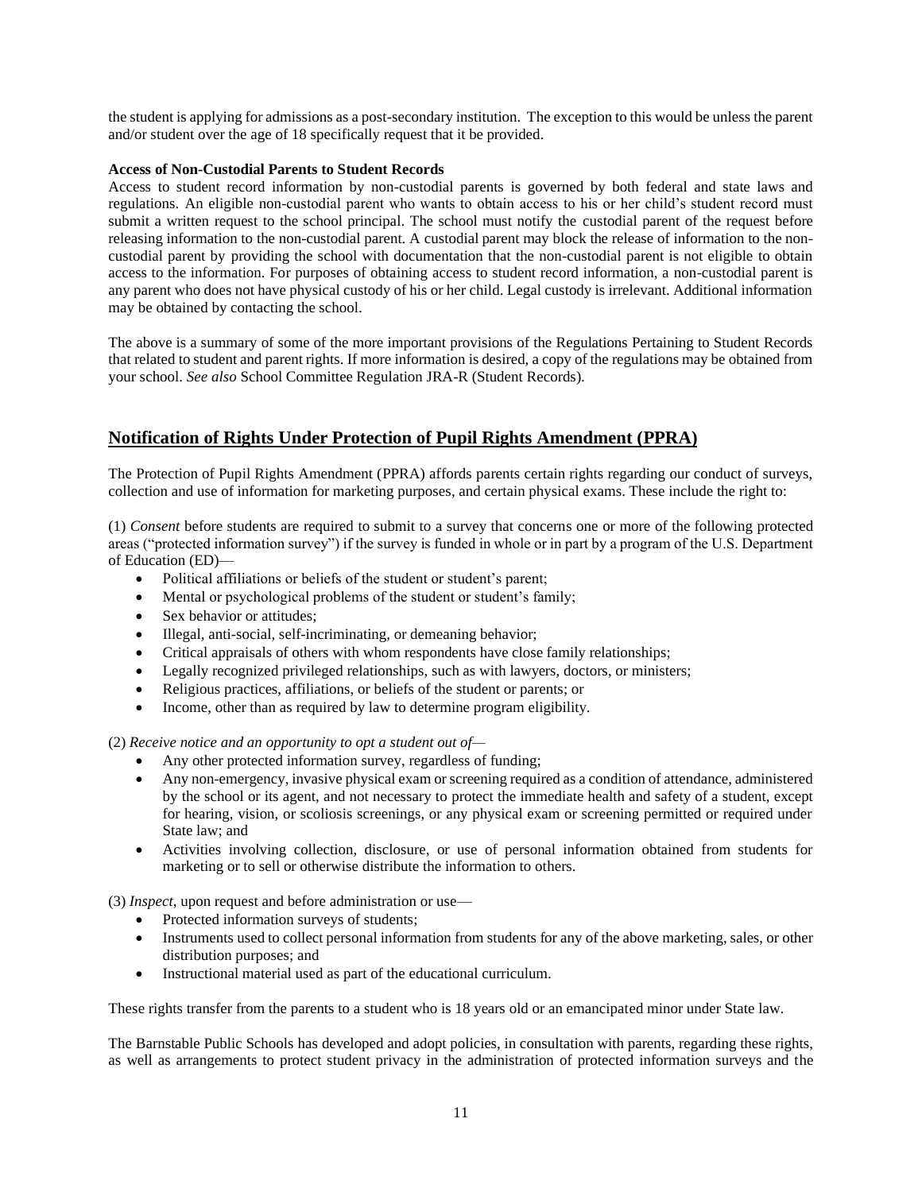the student is applying for admissions as a post-secondary institution. The exception to this would be unless the parent and/or student over the age of 18 specifically request that it be provided.

**Access of Non-Custodial Parents to Student Records**

Access to student record information by non-custodial parents is governed by both federal and state laws and regulations. An eligible non-custodial parent who wants to obtain access to his or her child's student record must submit a written request to the school principal. The school must notify the custodial parent of the request before releasing information to the non-custodial parent. A custodial parent may block the release of information to the non-custodial parent by providing the school with documentation that the non-custodial parent is not eligible to obtain access to the information. For purposes of obtaining access to student record information, a non-custodial parent is any parent who does not have physical custody of his or her child. Legal custody is irrelevant. Additional information may be obtained by contacting the school.

The above is a summary of some of the more important provisions of the Regulations Pertaining to Student Records that related to student and parent rights. If more information is desired, a copy of the regulations may be obtained from your school. *See also* School Committee Regulation JRA-R (Student Records).

## Notification of Rights Under Protection of Pupil Rights Amendment (PPRA)

The Protection of Pupil Rights Amendment (PPRA) affords parents certain rights regarding our conduct of surveys, collection and use of information for marketing purposes, and certain physical exams. These include the right to:

(1) *Consent* before students are required to submit to a survey that concerns one or more of the following protected areas ("protected information survey") if the survey is funded in whole or in part by a program of the U.S. Department of Education (ED)—

- Political affiliations or beliefs of the student or student's parent;
- Mental or psychological problems of the student or student's family;
- Sex behavior or attitudes;
- Illegal, anti-social, self-incriminating, or demeaning behavior;
- Critical appraisals of others with whom respondents have close family relationships;
- Legally recognized privileged relationships, such as with lawyers, doctors, or ministers;
- Religious practices, affiliations, or beliefs of the student or parents; or
- Income, other than as required by law to determine program eligibility.

(2) *Receive notice and an opportunity to opt a student out of—*

- Any other protected information survey, regardless of funding;
- Any non-emergency, invasive physical exam or screening required as a condition of attendance, administered by the school or its agent, and not necessary to protect the immediate health and safety of a student, except for hearing, vision, or scoliosis screenings, or any physical exam or screening permitted or required under State law; and
- Activities involving collection, disclosure, or use of personal information obtained from students for marketing or to sell or otherwise distribute the information to others.

(3) *Inspect*, upon request and before administration or use—

- Protected information surveys of students;
- Instruments used to collect personal information from students for any of the above marketing, sales, or other distribution purposes; and
- Instructional material used as part of the educational curriculum.

These rights transfer from the parents to a student who is 18 years old or an emancipated minor under State law.

The Barnstable Public Schools has developed and adopt policies, in consultation with parents, regarding these rights, as well as arrangements to protect student privacy in the administration of protected information surveys and the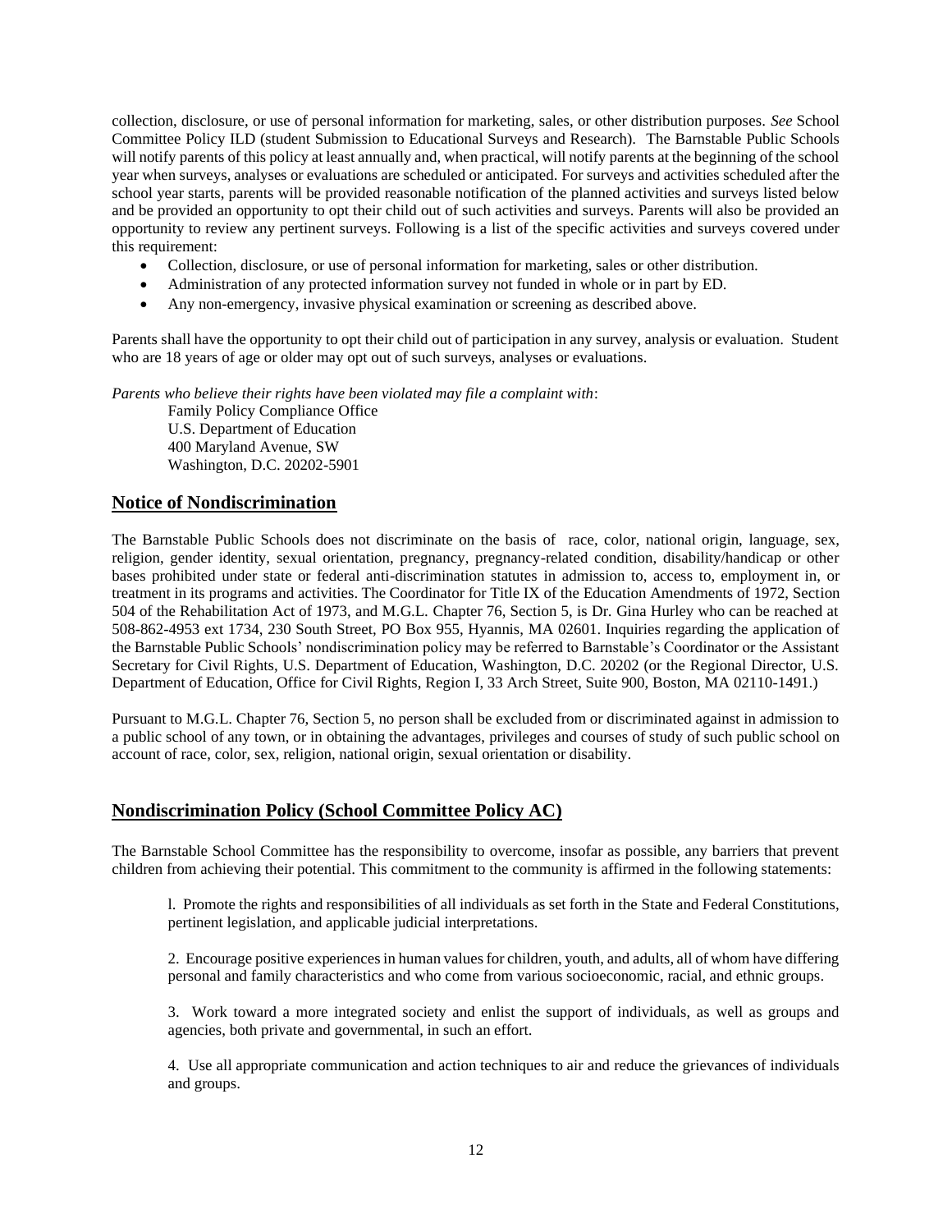collection, disclosure, or use of personal information for marketing, sales, or other distribution purposes. *See* School Committee Policy ILD (student Submission to Educational Surveys and Research). The Barnstable Public Schools will notify parents of this policy at least annually and, when practical, will notify parents at the beginning of the school year when surveys, analyses or evaluations are scheduled or anticipated. For surveys and activities scheduled after the school year starts, parents will be provided reasonable notification of the planned activities and surveys listed below and be provided an opportunity to opt their child out of such activities and surveys. Parents will also be provided an opportunity to review any pertinent surveys. Following is a list of the specific activities and surveys covered under this requirement:

- Collection, disclosure, or use of personal information for marketing, sales or other distribution.
- Administration of any protected information survey not funded in whole or in part by ED.
- Any non-emergency, invasive physical examination or screening as described above.

Parents shall have the opportunity to opt their child out of participation in any survey, analysis or evaluation. Student who are 18 years of age or older may opt out of such surveys, analyses or evaluations.

*Parents who believe their rights have been violated may file a complaint with*:

Family Policy Compliance Office
U.S. Department of Education
400 Maryland Avenue, SW
Washington, D.C. 20202-5901

## Notice of Nondiscrimination

The Barnstable Public Schools does not discriminate on the basis of race, color, national origin, language, sex, religion, gender identity, sexual orientation, pregnancy, pregnancy-related condition, disability/handicap or other bases prohibited under state or federal anti-discrimination statutes in admission to, access to, employment in, or treatment in its programs and activities. The Coordinator for Title IX of the Education Amendments of 1972, Section 504 of the Rehabilitation Act of 1973, and M.G.L. Chapter 76, Section 5, is Dr. Gina Hurley who can be reached at 508-862-4953 ext 1734, 230 South Street, PO Box 955, Hyannis, MA 02601. Inquiries regarding the application of the Barnstable Public Schools' nondiscrimination policy may be referred to Barnstable's Coordinator or the Assistant Secretary for Civil Rights, U.S. Department of Education, Washington, D.C. 20202 (or the Regional Director, U.S. Department of Education, Office for Civil Rights, Region I, 33 Arch Street, Suite 900, Boston, MA 02110-1491.)

Pursuant to M.G.L. Chapter 76, Section 5, no person shall be excluded from or discriminated against in admission to a public school of any town, or in obtaining the advantages, privileges and courses of study of such public school on account of race, color, sex, religion, national origin, sexual orientation or disability.

## Nondiscrimination Policy (School Committee Policy AC)

The Barnstable School Committee has the responsibility to overcome, insofar as possible, any barriers that prevent children from achieving their potential. This commitment to the community is affirmed in the following statements:

l. Promote the rights and responsibilities of all individuals as set forth in the State and Federal Constitutions, pertinent legislation, and applicable judicial interpretations.

2. Encourage positive experiences in human values for children, youth, and adults, all of whom have differing personal and family characteristics and who come from various socioeconomic, racial, and ethnic groups.

3. Work toward a more integrated society and enlist the support of individuals, as well as groups and agencies, both private and governmental, in such an effort.

4. Use all appropriate communication and action techniques to air and reduce the grievances of individuals and groups.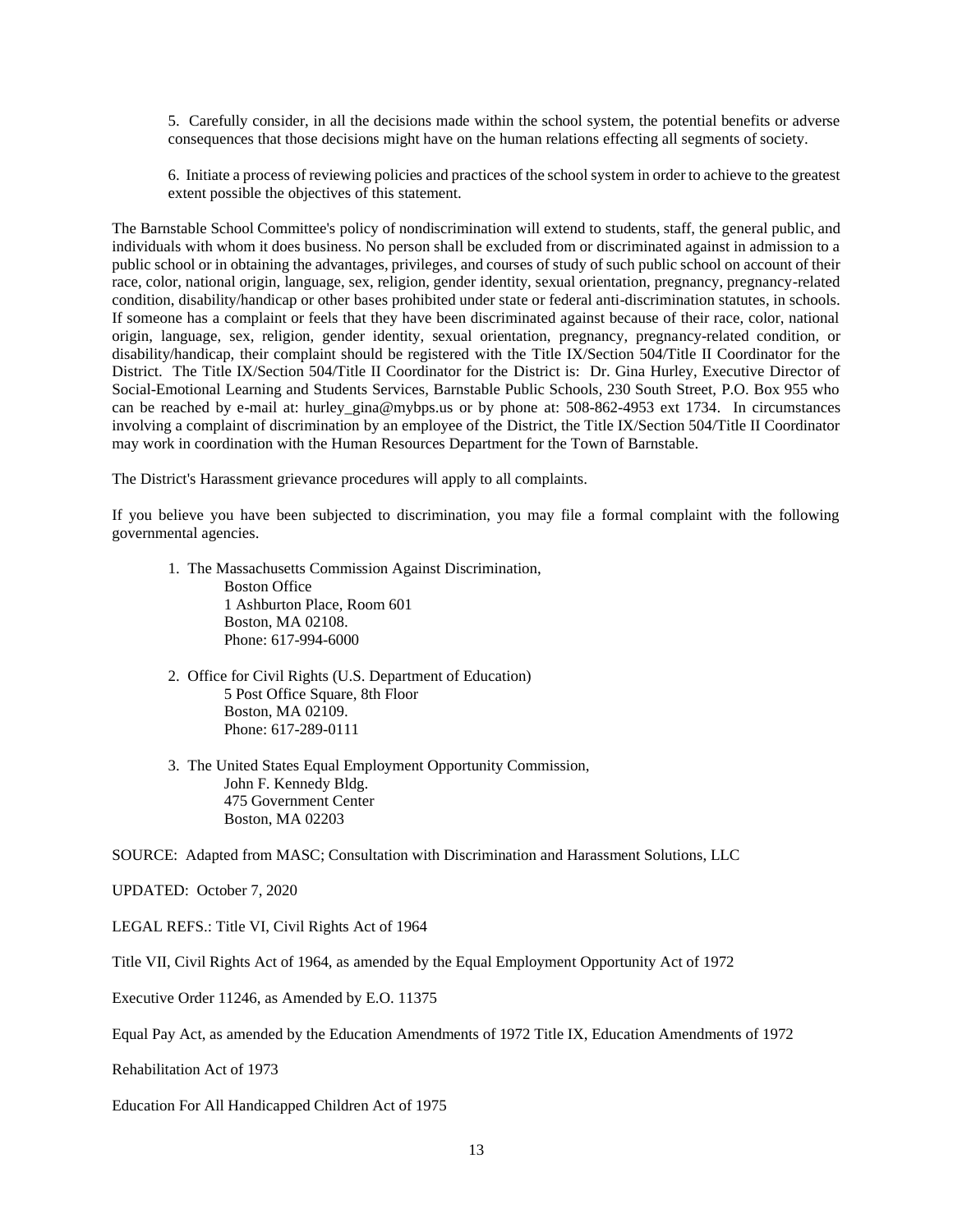5. Carefully consider, in all the decisions made within the school system, the potential benefits or adverse consequences that those decisions might have on the human relations effecting all segments of society.

6. Initiate a process of reviewing policies and practices of the school system in order to achieve to the greatest extent possible the objectives of this statement.

The Barnstable School Committee's policy of nondiscrimination will extend to students, staff, the general public, and individuals with whom it does business. No person shall be excluded from or discriminated against in admission to a public school or in obtaining the advantages, privileges, and courses of study of such public school on account of their race, color, national origin, language, sex, religion, gender identity, sexual orientation, pregnancy, pregnancy-related condition, disability/handicap or other bases prohibited under state or federal anti-discrimination statutes, in schools. If someone has a complaint or feels that they have been discriminated against because of their race, color, national origin, language, sex, religion, gender identity, sexual orientation, pregnancy, pregnancy-related condition, or disability/handicap, their complaint should be registered with the Title IX/Section 504/Title II Coordinator for the District. The Title IX/Section 504/Title II Coordinator for the District is: Dr. Gina Hurley, Executive Director of Social-Emotional Learning and Students Services, Barnstable Public Schools, 230 South Street, P.O. Box 955 who can be reached by e-mail at: hurley_gina@mybps.us or by phone at: 508-862-4953 ext 1734. In circumstances involving a complaint of discrimination by an employee of the District, the Title IX/Section 504/Title II Coordinator may work in coordination with the Human Resources Department for the Town of Barnstable.

The District's Harassment grievance procedures will apply to all complaints.

If you believe you have been subjected to discrimination, you may file a formal complaint with the following governmental agencies.

1. The Massachusetts Commission Against Discrimination,
   Boston Office
   1 Ashburton Place, Room 601
   Boston, MA 02108.
   Phone: 617-994-6000

2. Office for Civil Rights (U.S. Department of Education)
   5 Post Office Square, 8th Floor
   Boston, MA 02109.
   Phone: 617-289-0111

3. The United States Equal Employment Opportunity Commission,
   John F. Kennedy Bldg.
   475 Government Center
   Boston, MA 02203

SOURCE: Adapted from MASC; Consultation with Discrimination and Harassment Solutions, LLC

UPDATED: October 7, 2020

LEGAL REFS.: Title VI, Civil Rights Act of 1964

Title VII, Civil Rights Act of 1964, as amended by the Equal Employment Opportunity Act of 1972

Executive Order 11246, as Amended by E.O. 11375

Equal Pay Act, as amended by the Education Amendments of 1972 Title IX, Education Amendments of 1972

Rehabilitation Act of 1973

Education For All Handicapped Children Act of 1975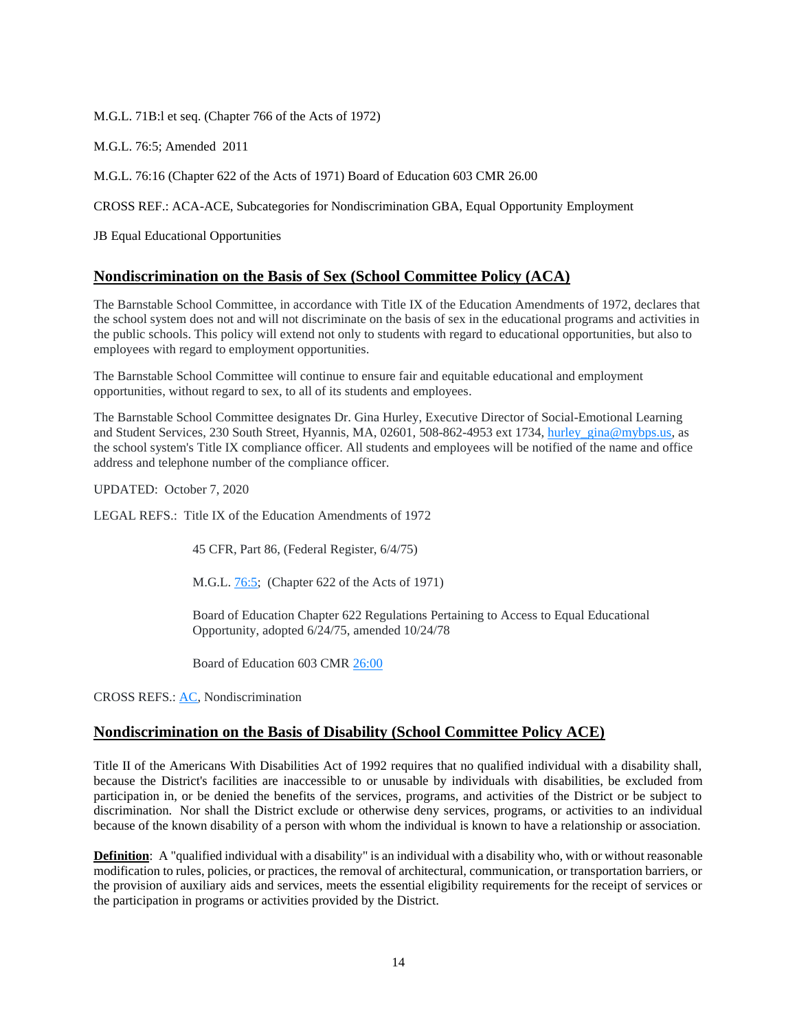M.G.L. 71B:l et seq. (Chapter 766 of the Acts of 1972)

M.G.L. 76:5; Amended 2011

M.G.L. 76:16 (Chapter 622 of the Acts of 1971) Board of Education 603 CMR 26.00

CROSS REF.: ACA-ACE, Subcategories for Nondiscrimination GBA, Equal Opportunity Employment

JB Equal Educational Opportunities

## Nondiscrimination on the Basis of Sex (School Committee Policy (ACA)

The Barnstable School Committee, in accordance with Title IX of the Education Amendments of 1972, declares that the school system does not and will not discriminate on the basis of sex in the educational programs and activities in the public schools. This policy will extend not only to students with regard to educational opportunities, but also to employees with regard to employment opportunities.

The Barnstable School Committee will continue to ensure fair and equitable educational and employment opportunities, without regard to sex, to all of its students and employees.

The Barnstable School Committee designates Dr. Gina Hurley, Executive Director of Social-Emotional Learning and Student Services, 230 South Street, Hyannis, MA, 02601, 508-862-4953 ext 1734, hurley_gina@mybps.us, as the school system's Title IX compliance officer. All students and employees will be notified of the name and office address and telephone number of the compliance officer.

UPDATED: October 7, 2020

LEGAL REFS.: Title IX of the Education Amendments of 1972

45 CFR, Part 86, (Federal Register, 6/4/75)

M.G.L. 76:5; (Chapter 622 of the Acts of 1971)

Board of Education Chapter 622 Regulations Pertaining to Access to Equal Educational Opportunity, adopted 6/24/75, amended 10/24/78

Board of Education 603 CMR 26:00

CROSS REFS.: AC, Nondiscrimination

## Nondiscrimination on the Basis of Disability (School Committee Policy ACE)

Title II of the Americans With Disabilities Act of 1992 requires that no qualified individual with a disability shall, because the District's facilities are inaccessible to or unusable by individuals with disabilities, be excluded from participation in, or be denied the benefits of the services, programs, and activities of the District or be subject to discrimination. Nor shall the District exclude or otherwise deny services, programs, or activities to an individual because of the known disability of a person with whom the individual is known to have a relationship or association.

**Definition**: A "qualified individual with a disability" is an individual with a disability who, with or without reasonable modification to rules, policies, or practices, the removal of architectural, communication, or transportation barriers, or the provision of auxiliary aids and services, meets the essential eligibility requirements for the receipt of services or the participation in programs or activities provided by the District.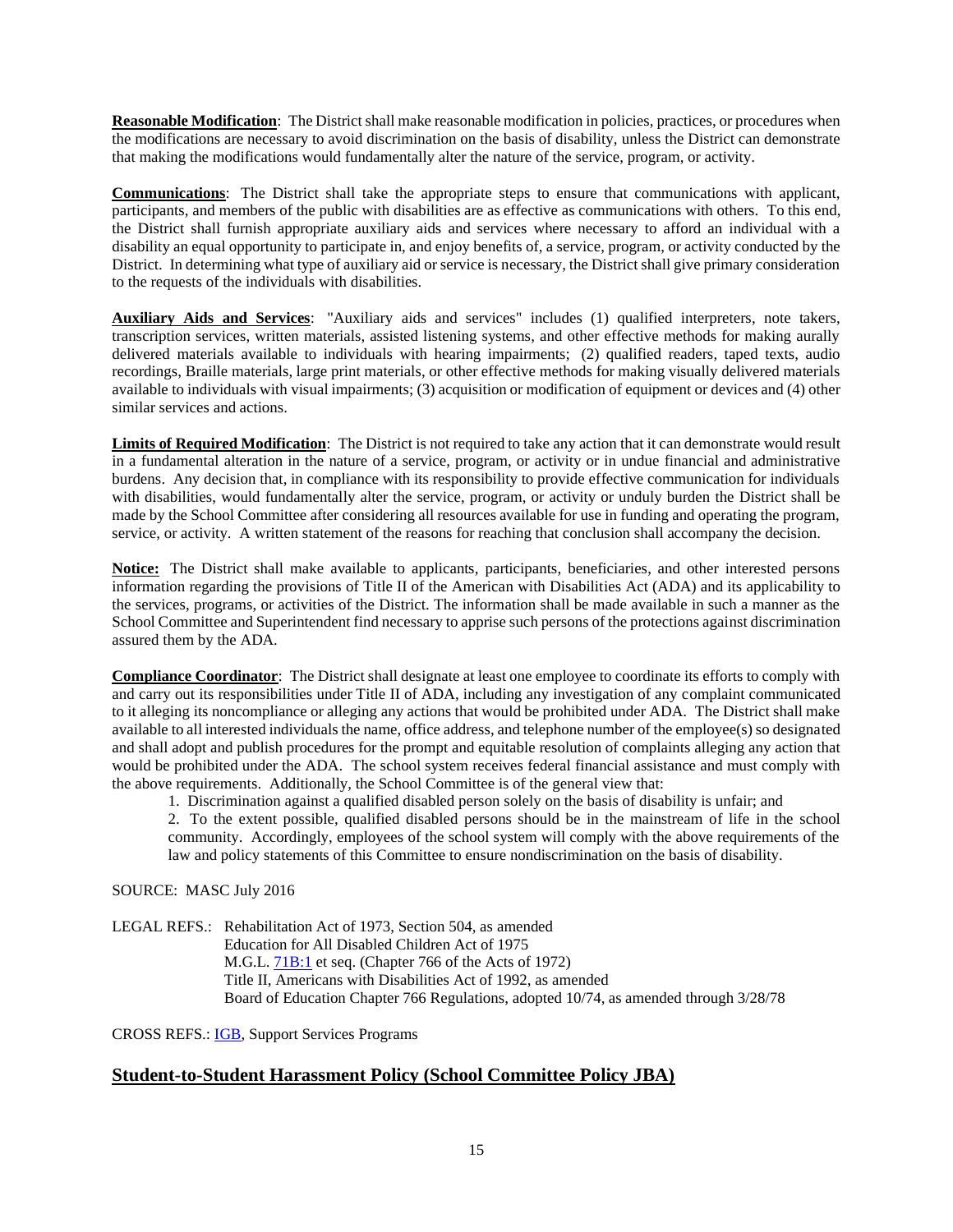**Reasonable Modification**: The District shall make reasonable modification in policies, practices, or procedures when the modifications are necessary to avoid discrimination on the basis of disability, unless the District can demonstrate that making the modifications would fundamentally alter the nature of the service, program, or activity.

**Communications**: The District shall take the appropriate steps to ensure that communications with applicant, participants, and members of the public with disabilities are as effective as communications with others. To this end, the District shall furnish appropriate auxiliary aids and services where necessary to afford an individual with a disability an equal opportunity to participate in, and enjoy benefits of, a service, program, or activity conducted by the District. In determining what type of auxiliary aid or service is necessary, the District shall give primary consideration to the requests of the individuals with disabilities.

**Auxiliary Aids and Services**: "Auxiliary aids and services" includes (1) qualified interpreters, note takers, transcription services, written materials, assisted listening systems, and other effective methods for making aurally delivered materials available to individuals with hearing impairments; (2) qualified readers, taped texts, audio recordings, Braille materials, large print materials, or other effective methods for making visually delivered materials available to individuals with visual impairments; (3) acquisition or modification of equipment or devices and (4) other similar services and actions.

**Limits of Required Modification**: The District is not required to take any action that it can demonstrate would result in a fundamental alteration in the nature of a service, program, or activity or in undue financial and administrative burdens. Any decision that, in compliance with its responsibility to provide effective communication for individuals with disabilities, would fundamentally alter the service, program, or activity or unduly burden the District shall be made by the School Committee after considering all resources available for use in funding and operating the program, service, or activity. A written statement of the reasons for reaching that conclusion shall accompany the decision.

**Notice:** The District shall make available to applicants, participants, beneficiaries, and other interested persons information regarding the provisions of Title II of the American with Disabilities Act (ADA) and its applicability to the services, programs, or activities of the District. The information shall be made available in such a manner as the School Committee and Superintendent find necessary to apprise such persons of the protections against discrimination assured them by the ADA.

**Compliance Coordinator**: The District shall designate at least one employee to coordinate its efforts to comply with and carry out its responsibilities under Title II of ADA, including any investigation of any complaint communicated to it alleging its noncompliance or alleging any actions that would be prohibited under ADA. The District shall make available to all interested individuals the name, office address, and telephone number of the employee(s) so designated and shall adopt and publish procedures for the prompt and equitable resolution of complaints alleging any action that would be prohibited under the ADA. The school system receives federal financial assistance and must comply with the above requirements. Additionally, the School Committee is of the general view that:

1. Discrimination against a qualified disabled person solely on the basis of disability is unfair; and
2. To the extent possible, qualified disabled persons should be in the mainstream of life in the school community. Accordingly, employees of the school system will comply with the above requirements of the law and policy statements of this Committee to ensure nondiscrimination on the basis of disability.

SOURCE: MASC July 2016

LEGAL REFS.: Rehabilitation Act of 1973, Section 504, as amended
Education for All Disabled Children Act of 1975
M.G.L. 71B:1 et seq. (Chapter 766 of the Acts of 1972)
Title II, Americans with Disabilities Act of 1992, as amended
Board of Education Chapter 766 Regulations, adopted 10/74, as amended through 3/28/78

CROSS REFS.: IGB, Support Services Programs

## Student-to-Student Harassment Policy (School Committee Policy JBA)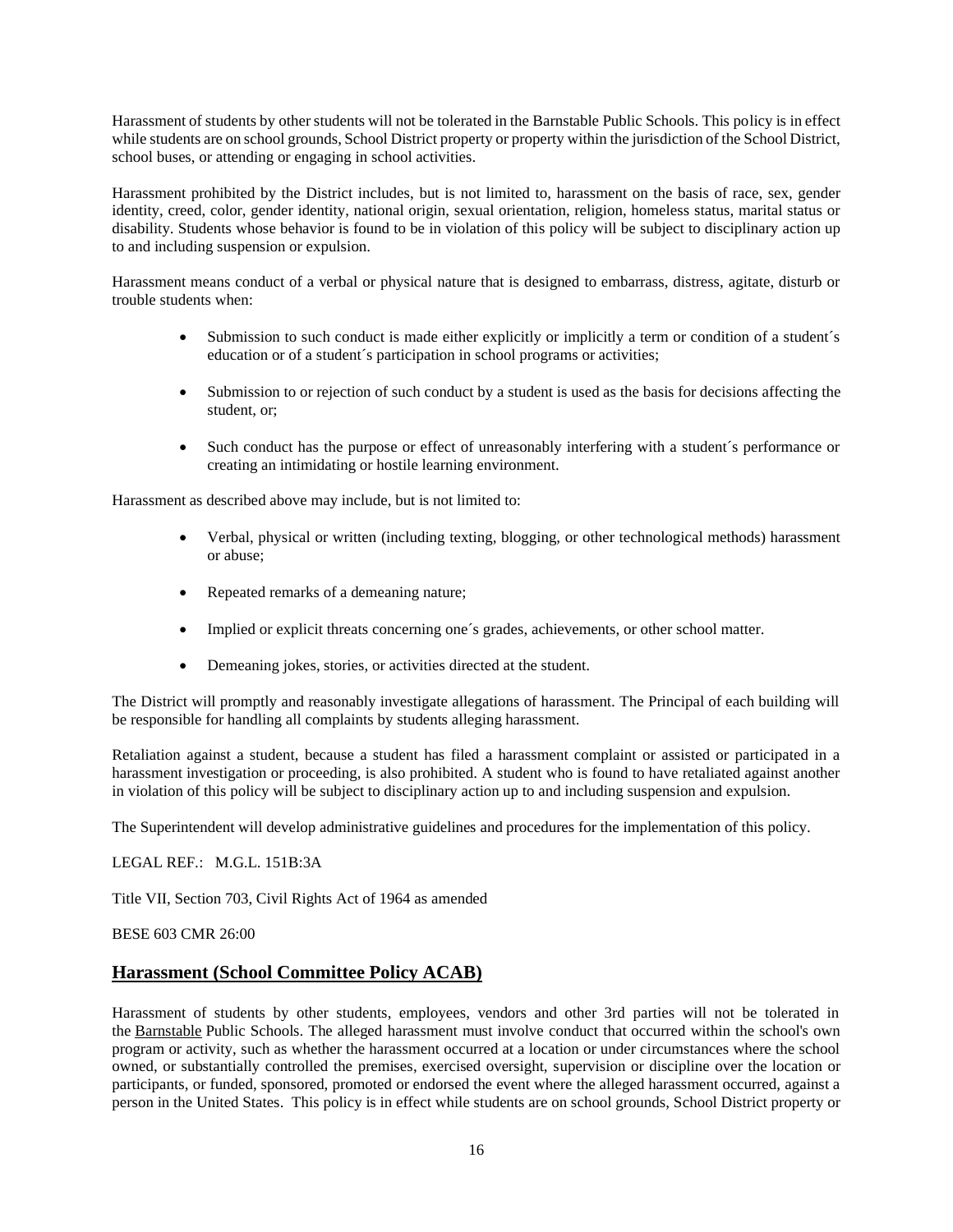Harassment of students by other students will not be tolerated in the Barnstable Public Schools. This policy is in effect while students are on school grounds, School District property or property within the jurisdiction of the School District, school buses, or attending or engaging in school activities.

Harassment prohibited by the District includes, but is not limited to, harassment on the basis of race, sex, gender identity, creed, color, gender identity, national origin, sexual orientation, religion, homeless status, marital status or disability. Students whose behavior is found to be in violation of this policy will be subject to disciplinary action up to and including suspension or expulsion.

Harassment means conduct of a verbal or physical nature that is designed to embarrass, distress, agitate, disturb or trouble students when:

- Submission to such conduct is made either explicitly or implicitly a term or condition of a student´s education or of a student´s participation in school programs or activities;
- Submission to or rejection of such conduct by a student is used as the basis for decisions affecting the student, or;
- Such conduct has the purpose or effect of unreasonably interfering with a student´s performance or creating an intimidating or hostile learning environment.

Harassment as described above may include, but is not limited to:

- Verbal, physical or written (including texting, blogging, or other technological methods) harassment or abuse;
- Repeated remarks of a demeaning nature;
- Implied or explicit threats concerning one´s grades, achievements, or other school matter.
- Demeaning jokes, stories, or activities directed at the student.

The District will promptly and reasonably investigate allegations of harassment. The Principal of each building will be responsible for handling all complaints by students alleging harassment.

Retaliation against a student, because a student has filed a harassment complaint or assisted or participated in a harassment investigation or proceeding, is also prohibited. A student who is found to have retaliated against another in violation of this policy will be subject to disciplinary action up to and including suspension and expulsion.

The Superintendent will develop administrative guidelines and procedures for the implementation of this policy.

LEGAL REF.: M.G.L. 151B:3A

Title VII, Section 703, Civil Rights Act of 1964 as amended

BESE 603 CMR 26:00

## Harassment (School Committee Policy ACAB)

Harassment of students by other students, employees, vendors and other 3rd parties will not be tolerated in the Barnstable Public Schools. The alleged harassment must involve conduct that occurred within the school's own program or activity, such as whether the harassment occurred at a location or under circumstances where the school owned, or substantially controlled the premises, exercised oversight, supervision or discipline over the location or participants, or funded, sponsored, promoted or endorsed the event where the alleged harassment occurred, against a person in the United States. This policy is in effect while students are on school grounds, School District property or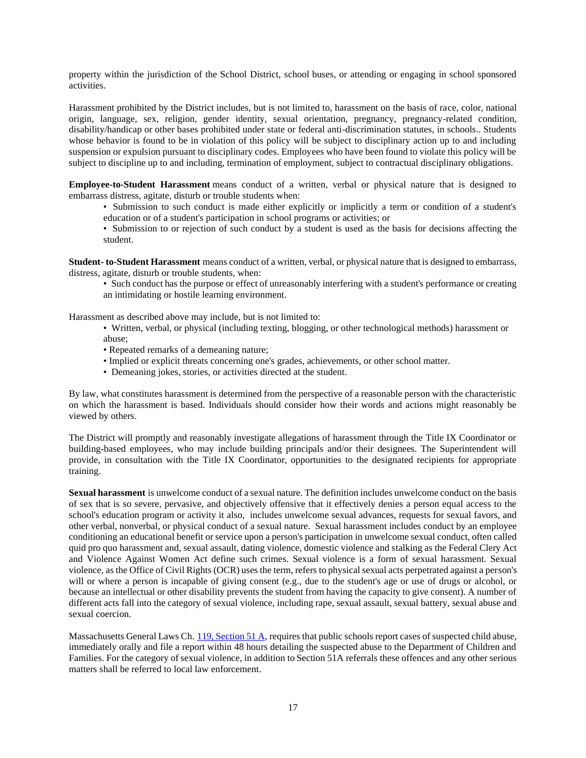property within the jurisdiction of the School District, school buses, or attending or engaging in school sponsored activities.

Harassment prohibited by the District includes, but is not limited to, harassment on the basis of race, color, national origin, language, sex, religion, gender identity, sexual orientation, pregnancy, pregnancy-related condition, disability/handicap or other bases prohibited under state or federal anti-discrimination statutes, in schools.. Students whose behavior is found to be in violation of this policy will be subject to disciplinary action up to and including suspension or expulsion pursuant to disciplinary codes. Employees who have been found to violate this policy will be subject to discipline up to and including, termination of employment, subject to contractual disciplinary obligations.

**Employee-to-Student Harassment** means conduct of a written, verbal or physical nature that is designed to embarrass distress, agitate, disturb or trouble students when:

- Submission to such conduct is made either explicitly or implicitly a term or condition of a student's education or of a student's participation in school programs or activities; or
- Submission to or rejection of such conduct by a student is used as the basis for decisions affecting the student.

**Student- to-Student Harassment** means conduct of a written, verbal, or physical nature that is designed to embarrass, distress, agitate, disturb or trouble students, when:

- Such conduct has the purpose or effect of unreasonably interfering with a student's performance or creating an intimidating or hostile learning environment.

Harassment as described above may include, but is not limited to:

- Written, verbal, or physical (including texting, blogging, or other technological methods) harassment or abuse;
- Repeated remarks of a demeaning nature;
- Implied or explicit threats concerning one's grades, achievements, or other school matter.
- Demeaning jokes, stories, or activities directed at the student.

By law, what constitutes harassment is determined from the perspective of a reasonable person with the characteristic on which the harassment is based. Individuals should consider how their words and actions might reasonably be viewed by others.

The District will promptly and reasonably investigate allegations of harassment through the Title IX Coordinator or building-based employees, who may include building principals and/or their designees. The Superintendent will provide, in consultation with the Title IX Coordinator, opportunities to the designated recipients for appropriate training.

**Sexual harassment** is unwelcome conduct of a sexual nature. The definition includes unwelcome conduct on the basis of sex that is so severe, pervasive, and objectively offensive that it effectively denies a person equal access to the school's education program or activity it also, includes unwelcome sexual advances, requests for sexual favors, and other verbal, nonverbal, or physical conduct of a sexual nature. Sexual harassment includes conduct by an employee conditioning an educational benefit or service upon a person's participation in unwelcome sexual conduct, often called quid pro quo harassment and, sexual assault, dating violence, domestic violence and stalking as the Federal Clery Act and Violence Against Women Act define such crimes. Sexual violence is a form of sexual harassment. Sexual violence, as the Office of Civil Rights (OCR) uses the term, refers to physical sexual acts perpetrated against a person's will or where a person is incapable of giving consent (e.g., due to the student's age or use of drugs or alcohol, or because an intellectual or other disability prevents the student from having the capacity to give consent). A number of different acts fall into the category of sexual violence, including rape, sexual assault, sexual battery, sexual abuse and sexual coercion.

Massachusetts General Laws Ch. 119, Section 51 A, requires that public schools report cases of suspected child abuse, immediately orally and file a report within 48 hours detailing the suspected abuse to the Department of Children and Families. For the category of sexual violence, in addition to Section 51A referrals these offences and any other serious matters shall be referred to local law enforcement.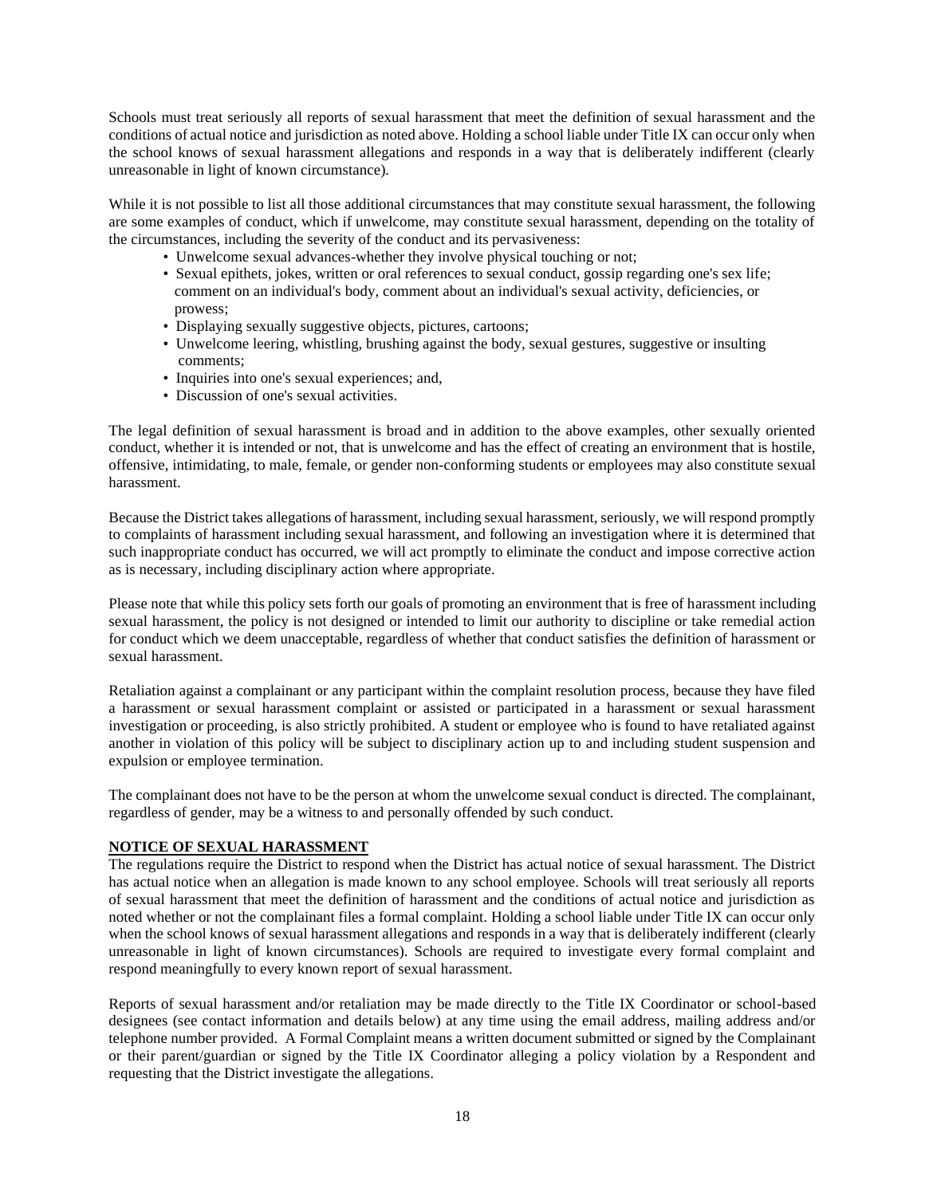Schools must treat seriously all reports of sexual harassment that meet the definition of sexual harassment and the conditions of actual notice and jurisdiction as noted above. Holding a school liable under Title IX can occur only when the school knows of sexual harassment allegations and responds in a way that is deliberately indifferent (clearly unreasonable in light of known circumstance).

While it is not possible to list all those additional circumstances that may constitute sexual harassment, the following are some examples of conduct, which if unwelcome, may constitute sexual harassment, depending on the totality of the circumstances, including the severity of the conduct and its pervasiveness:

- Unwelcome sexual advances-whether they involve physical touching or not;
- Sexual epithets, jokes, written or oral references to sexual conduct, gossip regarding one's sex life; comment on an individual's body, comment about an individual's sexual activity, deficiencies, or prowess;
- Displaying sexually suggestive objects, pictures, cartoons;
- Unwelcome leering, whistling, brushing against the body, sexual gestures, suggestive or insulting comments;
- Inquiries into one's sexual experiences; and,
- Discussion of one's sexual activities.

The legal definition of sexual harassment is broad and in addition to the above examples, other sexually oriented conduct, whether it is intended or not, that is unwelcome and has the effect of creating an environment that is hostile, offensive, intimidating, to male, female, or gender non-conforming students or employees may also constitute sexual harassment.

Because the District takes allegations of harassment, including sexual harassment, seriously, we will respond promptly to complaints of harassment including sexual harassment, and following an investigation where it is determined that such inappropriate conduct has occurred, we will act promptly to eliminate the conduct and impose corrective action as is necessary, including disciplinary action where appropriate.

Please note that while this policy sets forth our goals of promoting an environment that is free of harassment including sexual harassment, the policy is not designed or intended to limit our authority to discipline or take remedial action for conduct which we deem unacceptable, regardless of whether that conduct satisfies the definition of harassment or sexual harassment.

Retaliation against a complainant or any participant within the complaint resolution process, because they have filed a harassment or sexual harassment complaint or assisted or participated in a harassment or sexual harassment investigation or proceeding, is also strictly prohibited. A student or employee who is found to have retaliated against another in violation of this policy will be subject to disciplinary action up to and including student suspension and expulsion or employee termination.

The complainant does not have to be the person at whom the unwelcome sexual conduct is directed. The complainant, regardless of gender, may be a witness to and personally offended by such conduct.

**NOTICE OF SEXUAL HARASSMENT**

The regulations require the District to respond when the District has actual notice of sexual harassment. The District has actual notice when an allegation is made known to any school employee. Schools will treat seriously all reports of sexual harassment that meet the definition of harassment and the conditions of actual notice and jurisdiction as noted whether or not the complainant files a formal complaint. Holding a school liable under Title IX can occur only when the school knows of sexual harassment allegations and responds in a way that is deliberately indifferent (clearly unreasonable in light of known circumstances). Schools are required to investigate every formal complaint and respond meaningfully to every known report of sexual harassment.

Reports of sexual harassment and/or retaliation may be made directly to the Title IX Coordinator or school-based designees (see contact information and details below) at any time using the email address, mailing address and/or telephone number provided. A Formal Complaint means a written document submitted or signed by the Complainant or their parent/guardian or signed by the Title IX Coordinator alleging a policy violation by a Respondent and requesting that the District investigate the allegations.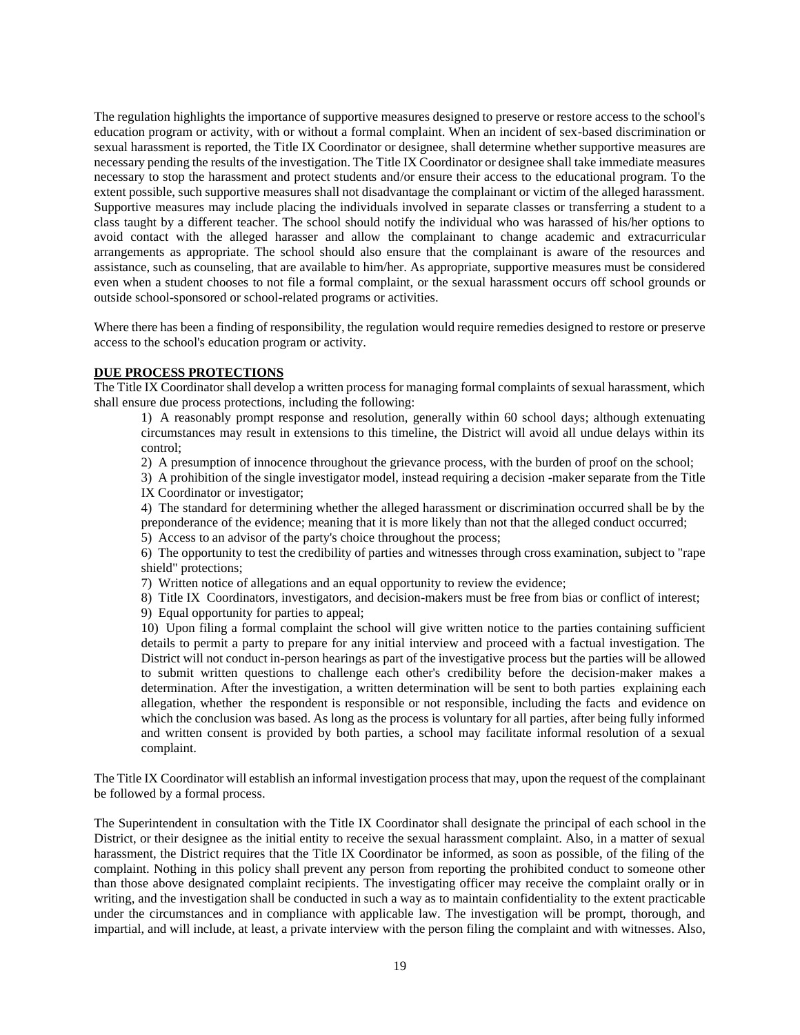The regulation highlights the importance of supportive measures designed to preserve or restore access to the school's education program or activity, with or without a formal complaint. When an incident of sex-based discrimination or sexual harassment is reported, the Title IX Coordinator or designee, shall determine whether supportive measures are necessary pending the results of the investigation. The Title IX Coordinator or designee shall take immediate measures necessary to stop the harassment and protect students and/or ensure their access to the educational program. To the extent possible, such supportive measures shall not disadvantage the complainant or victim of the alleged harassment. Supportive measures may include placing the individuals involved in separate classes or transferring a student to a class taught by a different teacher. The school should notify the individual who was harassed of his/her options to avoid contact with the alleged harasser and allow the complainant to change academic and extracurricular arrangements as appropriate. The school should also ensure that the complainant is aware of the resources and assistance, such as counseling, that are available to him/her. As appropriate, supportive measures must be considered even when a student chooses to not file a formal complaint, or the sexual harassment occurs off school grounds or outside school-sponsored or school-related programs or activities.

Where there has been a finding of responsibility, the regulation would require remedies designed to restore or preserve access to the school's education program or activity.

**DUE PROCESS PROTECTIONS**

The Title IX Coordinator shall develop a written process for managing formal complaints of sexual harassment, which shall ensure due process protections, including the following:

1) A reasonably prompt response and resolution, generally within 60 school days; although extenuating circumstances may result in extensions to this timeline, the District will avoid all undue delays within its control;
2) A presumption of innocence throughout the grievance process, with the burden of proof on the school;
3) A prohibition of the single investigator model, instead requiring a decision -maker separate from the Title IX Coordinator or investigator;
4) The standard for determining whether the alleged harassment or discrimination occurred shall be by the preponderance of the evidence; meaning that it is more likely than not that the alleged conduct occurred;
5) Access to an advisor of the party's choice throughout the process;
6) The opportunity to test the credibility of parties and witnesses through cross examination, subject to "rape shield" protections;
7) Written notice of allegations and an equal opportunity to review the evidence;
8) Title IX Coordinators, investigators, and decision-makers must be free from bias or conflict of interest;
9) Equal opportunity for parties to appeal;
10) Upon filing a formal complaint the school will give written notice to the parties containing sufficient details to permit a party to prepare for any initial interview and proceed with a factual investigation. The District will not conduct in-person hearings as part of the investigative process but the parties will be allowed to submit written questions to challenge each other's credibility before the decision-maker makes a determination. After the investigation, a written determination will be sent to both parties explaining each allegation, whether the respondent is responsible or not responsible, including the facts and evidence on which the conclusion was based. As long as the process is voluntary for all parties, after being fully informed and written consent is provided by both parties, a school may facilitate informal resolution of a sexual complaint.

The Title IX Coordinator will establish an informal investigation process that may, upon the request of the complainant be followed by a formal process.

The Superintendent in consultation with the Title IX Coordinator shall designate the principal of each school in the District, or their designee as the initial entity to receive the sexual harassment complaint. Also, in a matter of sexual harassment, the District requires that the Title IX Coordinator be informed, as soon as possible, of the filing of the complaint. Nothing in this policy shall prevent any person from reporting the prohibited conduct to someone other than those above designated complaint recipients. The investigating officer may receive the complaint orally or in writing, and the investigation shall be conducted in such a way as to maintain confidentiality to the extent practicable under the circumstances and in compliance with applicable law. The investigation will be prompt, thorough, and impartial, and will include, at least, a private interview with the person filing the complaint and with witnesses. Also,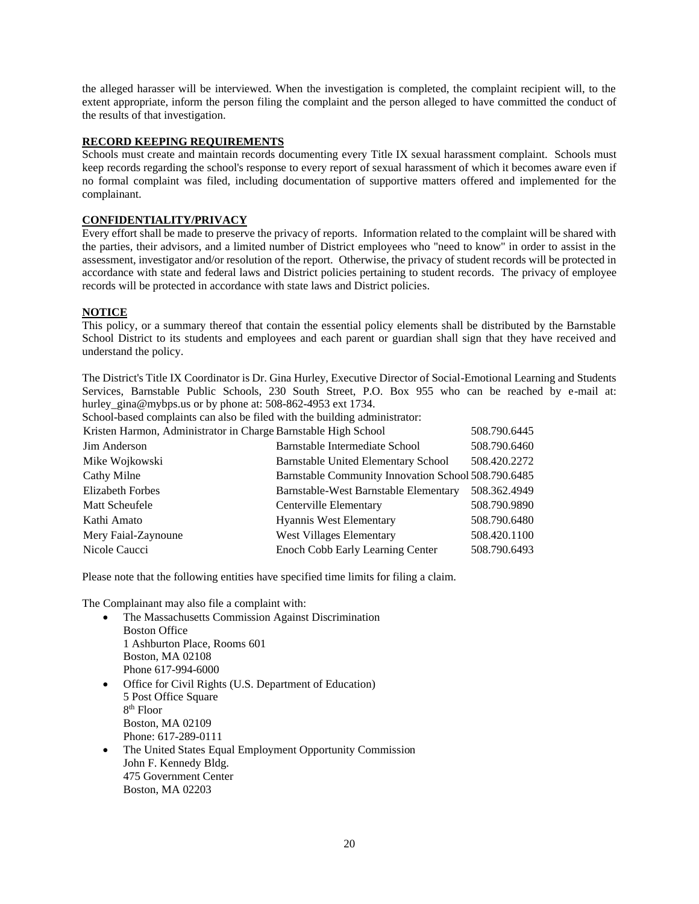the alleged harasser will be interviewed. When the investigation is completed, the complaint recipient will, to the extent appropriate, inform the person filing the complaint and the person alleged to have committed the conduct of the results of that investigation.

**RECORD KEEPING REQUIREMENTS**

Schools must create and maintain records documenting every Title IX sexual harassment complaint. Schools must keep records regarding the school's response to every report of sexual harassment of which it becomes aware even if no formal complaint was filed, including documentation of supportive matters offered and implemented for the complainant.

**CONFIDENTIALITY/PRIVACY**

Every effort shall be made to preserve the privacy of reports. Information related to the complaint will be shared with the parties, their advisors, and a limited number of District employees who "need to know" in order to assist in the assessment, investigator and/or resolution of the report. Otherwise, the privacy of student records will be protected in accordance with state and federal laws and District policies pertaining to student records. The privacy of employee records will be protected in accordance with state laws and District policies.

**NOTICE**

This policy, or a summary thereof that contain the essential policy elements shall be distributed by the Barnstable School District to its students and employees and each parent or guardian shall sign that they have received and understand the policy.

The District's Title IX Coordinator is Dr. Gina Hurley, Executive Director of Social-Emotional Learning and Students Services, Barnstable Public Schools, 230 South Street, P.O. Box 955 who can be reached by e-mail at: hurley_gina@mybps.us or by phone at: 508-862-4953 ext 1734.

School-based complaints can also be filed with the building administrator:

| | | |
|---|---|---|
| Kristen Harmon, Administrator in Charge | Barnstable High School | 508.790.6445 |
| Jim Anderson | Barnstable Intermediate School | 508.790.6460 |
| Mike Wojkowski | Barnstable United Elementary School | 508.420.2272 |
| Cathy Milne | Barnstable Community Innovation School | 508.790.6485 |
| Elizabeth Forbes | Barnstable-West Barnstable Elementary | 508.362.4949 |
| Matt Scheufele | Centerville Elementary | 508.790.9890 |
| Kathi Amato | Hyannis West Elementary | 508.790.6480 |
| Mery Faial-Zaynoune | West Villages Elementary | 508.420.1100 |
| Nicole Caucci | Enoch Cobb Early Learning Center | 508.790.6493 |

Please note that the following entities have specified time limits for filing a claim.

The Complainant may also file a complaint with:

- The Massachusetts Commission Against Discrimination
  Boston Office
  1 Ashburton Place, Rooms 601
  Boston, MA 02108
  Phone 617-994-6000
- Office for Civil Rights (U.S. Department of Education)
  5 Post Office Square
  8th Floor
  Boston, MA 02109
  Phone: 617-289-0111
- The United States Equal Employment Opportunity Commission
  John F. Kennedy Bldg.
  475 Government Center
  Boston, MA 02203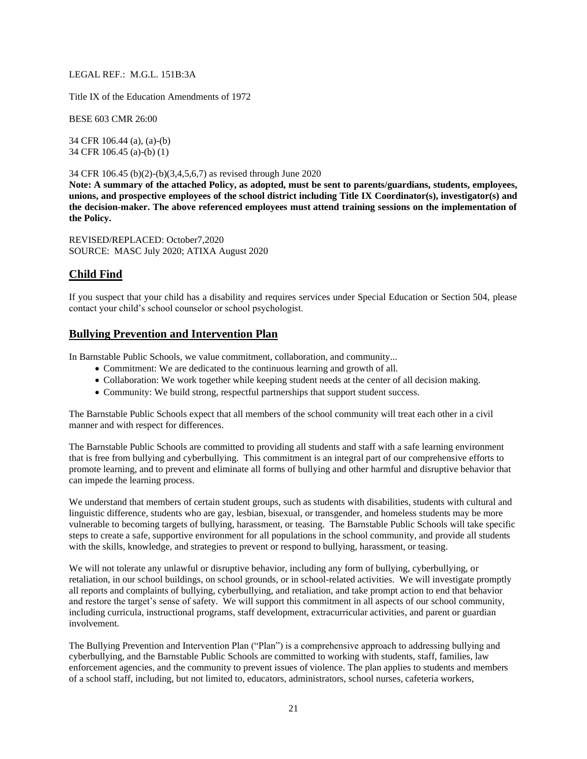LEGAL REF.: M.G.L. 151B:3A

Title IX of the Education Amendments of 1972

BESE 603 CMR 26:00

34 CFR 106.44 (a), (a)-(b)
34 CFR 106.45 (a)-(b) (1)

34 CFR 106.45 (b)(2)-(b)(3,4,5,6,7) as revised through June 2020

**Note: A summary of the attached Policy, as adopted, must be sent to parents/guardians, students, employees, unions, and prospective employees of the school district including Title IX Coordinator(s), investigator(s) and the decision-maker. The above referenced employees must attend training sessions on the implementation of the Policy.**

REVISED/REPLACED: October7,2020
SOURCE: MASC July 2020; ATIXA August 2020

## Child Find

If you suspect that your child has a disability and requires services under Special Education or Section 504, please contact your child's school counselor or school psychologist.

## Bullying Prevention and Intervention Plan

In Barnstable Public Schools, we value commitment, collaboration, and community...

- Commitment: We are dedicated to the continuous learning and growth of all.
- Collaboration: We work together while keeping student needs at the center of all decision making.
- Community: We build strong, respectful partnerships that support student success.

The Barnstable Public Schools expect that all members of the school community will treat each other in a civil manner and with respect for differences.

The Barnstable Public Schools are committed to providing all students and staff with a safe learning environment that is free from bullying and cyberbullying. This commitment is an integral part of our comprehensive efforts to promote learning, and to prevent and eliminate all forms of bullying and other harmful and disruptive behavior that can impede the learning process.

We understand that members of certain student groups, such as students with disabilities, students with cultural and linguistic difference, students who are gay, lesbian, bisexual, or transgender, and homeless students may be more vulnerable to becoming targets of bullying, harassment, or teasing. The Barnstable Public Schools will take specific steps to create a safe, supportive environment for all populations in the school community, and provide all students with the skills, knowledge, and strategies to prevent or respond to bullying, harassment, or teasing.

We will not tolerate any unlawful or disruptive behavior, including any form of bullying, cyberbullying, or retaliation, in our school buildings, on school grounds, or in school-related activities. We will investigate promptly all reports and complaints of bullying, cyberbullying, and retaliation, and take prompt action to end that behavior and restore the target's sense of safety. We will support this commitment in all aspects of our school community, including curricula, instructional programs, staff development, extracurricular activities, and parent or guardian involvement.

The Bullying Prevention and Intervention Plan ("Plan") is a comprehensive approach to addressing bullying and cyberbullying, and the Barnstable Public Schools are committed to working with students, staff, families, law enforcement agencies, and the community to prevent issues of violence. The plan applies to students and members of a school staff, including, but not limited to, educators, administrators, school nurses, cafeteria workers,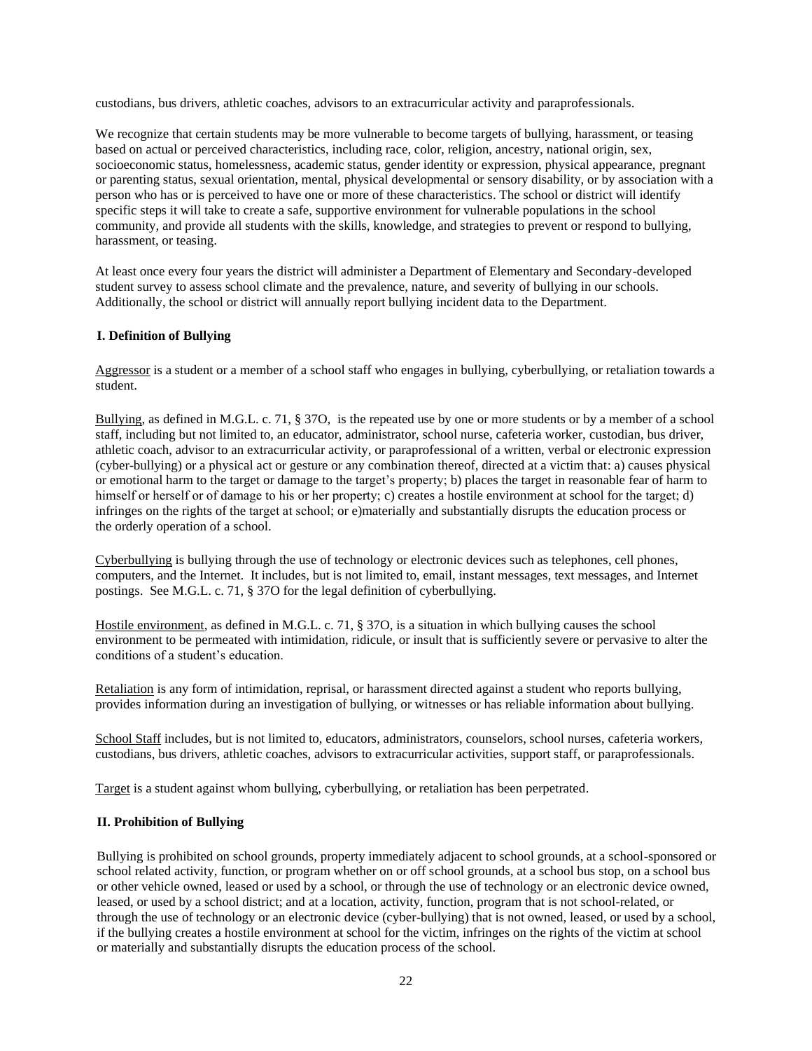custodians, bus drivers, athletic coaches, advisors to an extracurricular activity and paraprofessionals.

We recognize that certain students may be more vulnerable to become targets of bullying, harassment, or teasing based on actual or perceived characteristics, including race, color, religion, ancestry, national origin, sex, socioeconomic status, homelessness, academic status, gender identity or expression, physical appearance, pregnant or parenting status, sexual orientation, mental, physical developmental or sensory disability, or by association with a person who has or is perceived to have one or more of these characteristics. The school or district will identify specific steps it will take to create a safe, supportive environment for vulnerable populations in the school community, and provide all students with the skills, knowledge, and strategies to prevent or respond to bullying, harassment, or teasing.

At least once every four years the district will administer a Department of Elementary and Secondary-developed student survey to assess school climate and the prevalence, nature, and severity of bullying in our schools. Additionally, the school or district will annually report bullying incident data to the Department.

### I. Definition of Bullying

Aggressor is a student or a member of a school staff who engages in bullying, cyberbullying, or retaliation towards a student.

Bullying, as defined in M.G.L. c. 71, § 37O, is the repeated use by one or more students or by a member of a school staff, including but not limited to, an educator, administrator, school nurse, cafeteria worker, custodian, bus driver, athletic coach, advisor to an extracurricular activity, or paraprofessional of a written, verbal or electronic expression (cyber-bullying) or a physical act or gesture or any combination thereof, directed at a victim that: a) causes physical or emotional harm to the target or damage to the target's property; b) places the target in reasonable fear of harm to himself or herself or of damage to his or her property; c) creates a hostile environment at school for the target; d) infringes on the rights of the target at school; or e)materially and substantially disrupts the education process or the orderly operation of a school.

Cyberbullying is bullying through the use of technology or electronic devices such as telephones, cell phones, computers, and the Internet. It includes, but is not limited to, email, instant messages, text messages, and Internet postings. See M.G.L. c. 71, § 37O for the legal definition of cyberbullying.

Hostile environment, as defined in M.G.L. c. 71, § 37O, is a situation in which bullying causes the school environment to be permeated with intimidation, ridicule, or insult that is sufficiently severe or pervasive to alter the conditions of a student's education.

Retaliation is any form of intimidation, reprisal, or harassment directed against a student who reports bullying, provides information during an investigation of bullying, or witnesses or has reliable information about bullying.

School Staff includes, but is not limited to, educators, administrators, counselors, school nurses, cafeteria workers, custodians, bus drivers, athletic coaches, advisors to extracurricular activities, support staff, or paraprofessionals.

Target is a student against whom bullying, cyberbullying, or retaliation has been perpetrated.

### II. Prohibition of Bullying

Bullying is prohibited on school grounds, property immediately adjacent to school grounds, at a school-sponsored or school related activity, function, or program whether on or off school grounds, at a school bus stop, on a school bus or other vehicle owned, leased or used by a school, or through the use of technology or an electronic device owned, leased, or used by a school district; and at a location, activity, function, program that is not school-related, or through the use of technology or an electronic device (cyber-bullying) that is not owned, leased, or used by a school, if the bullying creates a hostile environment at school for the victim, infringes on the rights of the victim at school or materially and substantially disrupts the education process of the school.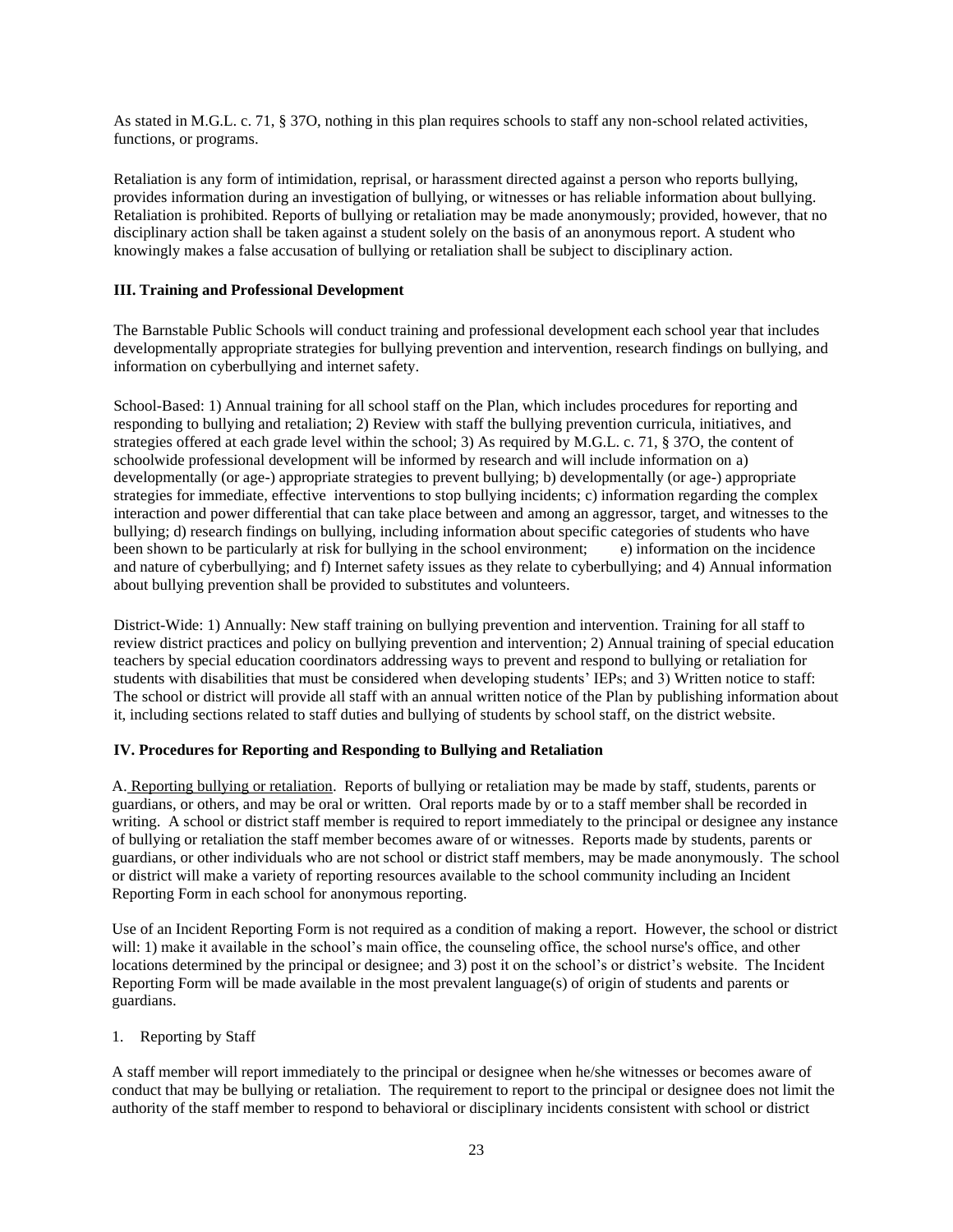As stated in M.G.L. c. 71, § 37O, nothing in this plan requires schools to staff any non-school related activities, functions, or programs.

Retaliation is any form of intimidation, reprisal, or harassment directed against a person who reports bullying, provides information during an investigation of bullying, or witnesses or has reliable information about bullying. Retaliation is prohibited. Reports of bullying or retaliation may be made anonymously; provided, however, that no disciplinary action shall be taken against a student solely on the basis of an anonymous report. A student who knowingly makes a false accusation of bullying or retaliation shall be subject to disciplinary action.

**III. Training and Professional Development**

The Barnstable Public Schools will conduct training and professional development each school year that includes developmentally appropriate strategies for bullying prevention and intervention, research findings on bullying, and information on cyberbullying and internet safety.

School-Based: 1) Annual training for all school staff on the Plan, which includes procedures for reporting and responding to bullying and retaliation; 2) Review with staff the bullying prevention curricula, initiatives, and strategies offered at each grade level within the school; 3) As required by M.G.L. c. 71, § 37O, the content of schoolwide professional development will be informed by research and will include information on a) developmentally (or age-) appropriate strategies to prevent bullying; b) developmentally (or age-) appropriate strategies for immediate, effective interventions to stop bullying incidents; c) information regarding the complex interaction and power differential that can take place between and among an aggressor, target, and witnesses to the bullying; d) research findings on bullying, including information about specific categories of students who have been shown to be particularly at risk for bullying in the school environment; e) information on the incidence and nature of cyberbullying; and f) Internet safety issues as they relate to cyberbullying; and 4) Annual information about bullying prevention shall be provided to substitutes and volunteers.

District-Wide: 1) Annually: New staff training on bullying prevention and intervention. Training for all staff to review district practices and policy on bullying prevention and intervention; 2) Annual training of special education teachers by special education coordinators addressing ways to prevent and respond to bullying or retaliation for students with disabilities that must be considered when developing students' IEPs; and 3) Written notice to staff: The school or district will provide all staff with an annual written notice of the Plan by publishing information about it, including sections related to staff duties and bullying of students by school staff, on the district website.

**IV. Procedures for Reporting and Responding to Bullying and Retaliation**

A. Reporting bullying or retaliation. Reports of bullying or retaliation may be made by staff, students, parents or guardians, or others, and may be oral or written. Oral reports made by or to a staff member shall be recorded in writing. A school or district staff member is required to report immediately to the principal or designee any instance of bullying or retaliation the staff member becomes aware of or witnesses. Reports made by students, parents or guardians, or other individuals who are not school or district staff members, may be made anonymously. The school or district will make a variety of reporting resources available to the school community including an Incident Reporting Form in each school for anonymous reporting.

Use of an Incident Reporting Form is not required as a condition of making a report. However, the school or district will: 1) make it available in the school's main office, the counseling office, the school nurse's office, and other locations determined by the principal or designee; and 3) post it on the school's or district's website. The Incident Reporting Form will be made available in the most prevalent language(s) of origin of students and parents or guardians.

1. Reporting by Staff

A staff member will report immediately to the principal or designee when he/she witnesses or becomes aware of conduct that may be bullying or retaliation. The requirement to report to the principal or designee does not limit the authority of the staff member to respond to behavioral or disciplinary incidents consistent with school or district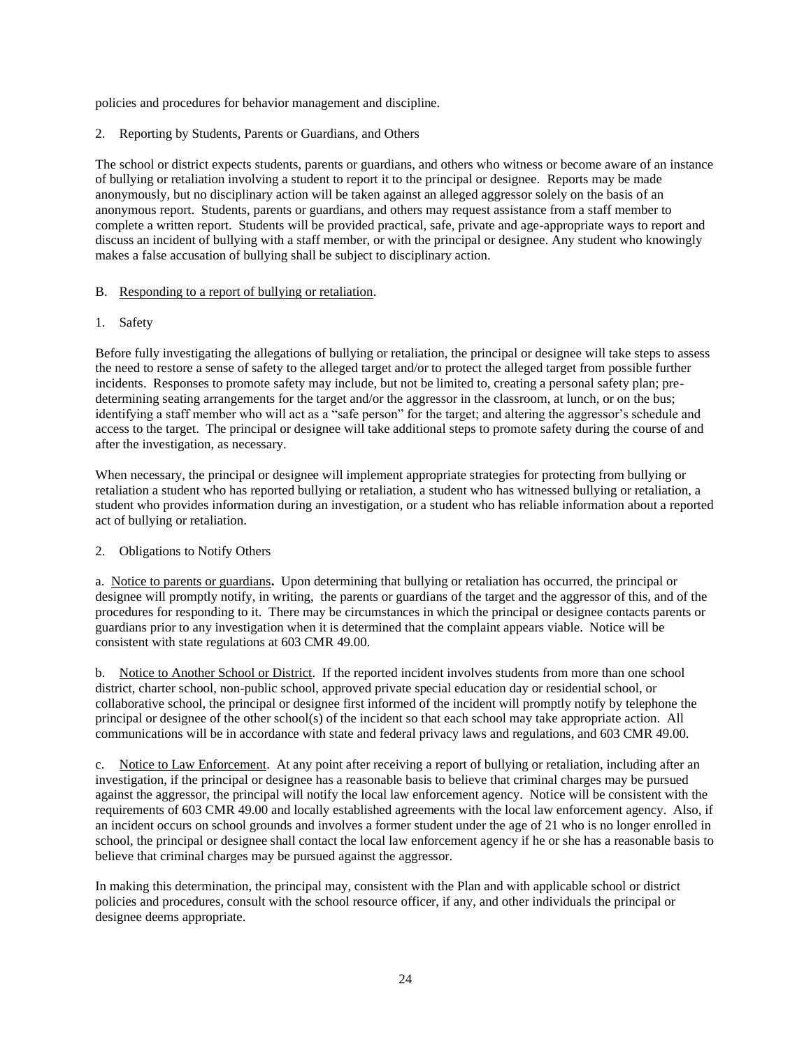policies and procedures for behavior management and discipline.

2. Reporting by Students, Parents or Guardians, and Others

The school or district expects students, parents or guardians, and others who witness or become aware of an instance of bullying or retaliation involving a student to report it to the principal or designee. Reports may be made anonymously, but no disciplinary action will be taken against an alleged aggressor solely on the basis of an anonymous report. Students, parents or guardians, and others may request assistance from a staff member to complete a written report. Students will be provided practical, safe, private and age-appropriate ways to report and discuss an incident of bullying with a staff member, or with the principal or designee. Any student who knowingly makes a false accusation of bullying shall be subject to disciplinary action.

B. Responding to a report of bullying or retaliation.

1. Safety

Before fully investigating the allegations of bullying or retaliation, the principal or designee will take steps to assess the need to restore a sense of safety to the alleged target and/or to protect the alleged target from possible further incidents. Responses to promote safety may include, but not be limited to, creating a personal safety plan; pre-determining seating arrangements for the target and/or the aggressor in the classroom, at lunch, or on the bus; identifying a staff member who will act as a "safe person" for the target; and altering the aggressor's schedule and access to the target. The principal or designee will take additional steps to promote safety during the course of and after the investigation, as necessary.

When necessary, the principal or designee will implement appropriate strategies for protecting from bullying or retaliation a student who has reported bullying or retaliation, a student who has witnessed bullying or retaliation, a student who provides information during an investigation, or a student who has reliable information about a reported act of bullying or retaliation.

2. Obligations to Notify Others

a. Notice to parents or guardians**.** Upon determining that bullying or retaliation has occurred, the principal or designee will promptly notify, in writing, the parents or guardians of the target and the aggressor of this, and of the procedures for responding to it. There may be circumstances in which the principal or designee contacts parents or guardians prior to any investigation when it is determined that the complaint appears viable. Notice will be consistent with state regulations at 603 CMR 49.00.

b. Notice to Another School or District. If the reported incident involves students from more than one school district, charter school, non-public school, approved private special education day or residential school, or collaborative school, the principal or designee first informed of the incident will promptly notify by telephone the principal or designee of the other school(s) of the incident so that each school may take appropriate action. All communications will be in accordance with state and federal privacy laws and regulations, and 603 CMR 49.00.

c. Notice to Law Enforcement. At any point after receiving a report of bullying or retaliation, including after an investigation, if the principal or designee has a reasonable basis to believe that criminal charges may be pursued against the aggressor, the principal will notify the local law enforcement agency. Notice will be consistent with the requirements of 603 CMR 49.00 and locally established agreements with the local law enforcement agency. Also, if an incident occurs on school grounds and involves a former student under the age of 21 who is no longer enrolled in school, the principal or designee shall contact the local law enforcement agency if he or she has a reasonable basis to believe that criminal charges may be pursued against the aggressor.

In making this determination, the principal may, consistent with the Plan and with applicable school or district policies and procedures, consult with the school resource officer, if any, and other individuals the principal or designee deems appropriate.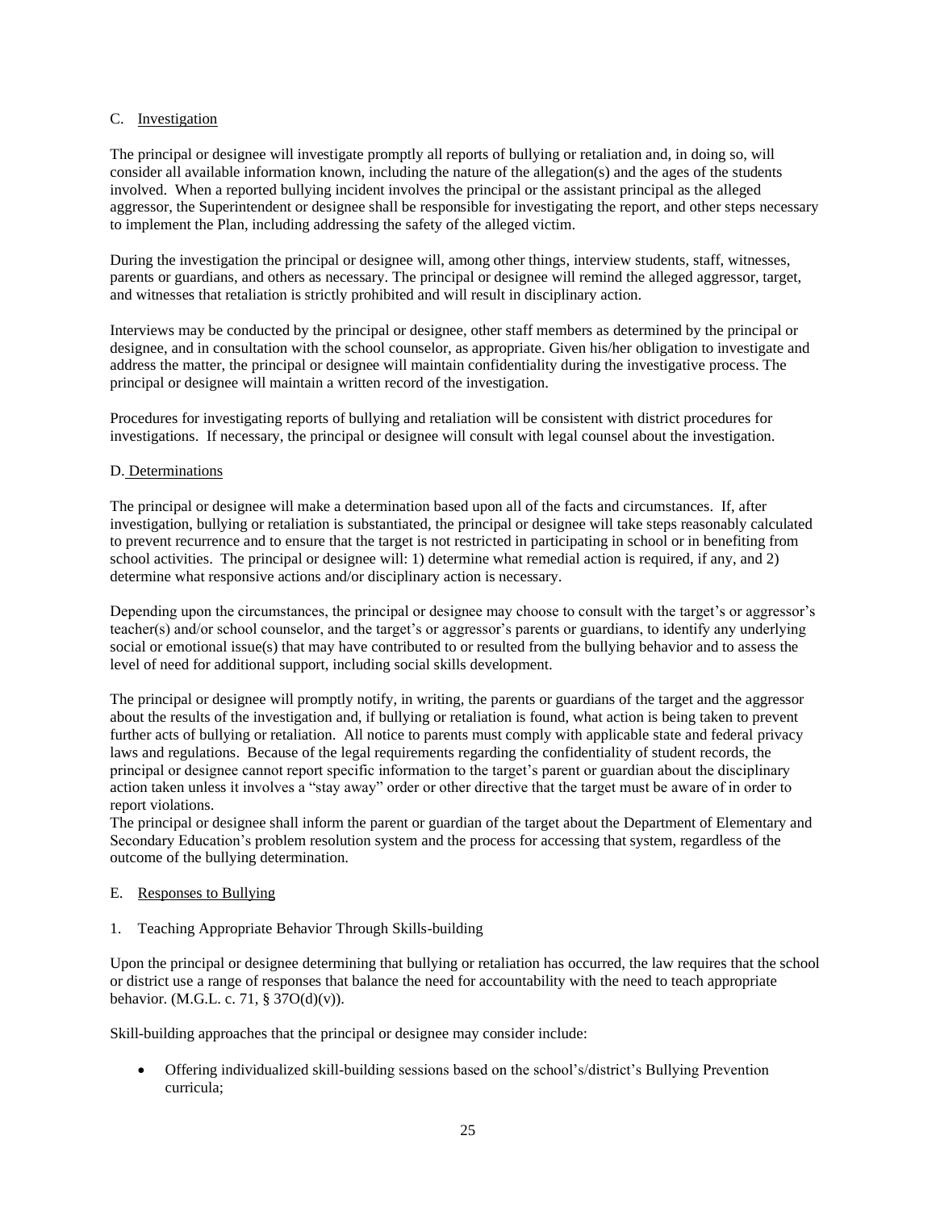### C. <u>Investigation</u>

The principal or designee will investigate promptly all reports of bullying or retaliation and, in doing so, will consider all available information known, including the nature of the allegation(s) and the ages of the students involved. When a reported bullying incident involves the principal or the assistant principal as the alleged aggressor, the Superintendent or designee shall be responsible for investigating the report, and other steps necessary to implement the Plan, including addressing the safety of the alleged victim.

During the investigation the principal or designee will, among other things, interview students, staff, witnesses, parents or guardians, and others as necessary. The principal or designee will remind the alleged aggressor, target, and witnesses that retaliation is strictly prohibited and will result in disciplinary action.

Interviews may be conducted by the principal or designee, other staff members as determined by the principal or designee, and in consultation with the school counselor, as appropriate. Given his/her obligation to investigate and address the matter, the principal or designee will maintain confidentiality during the investigative process. The principal or designee will maintain a written record of the investigation.

Procedures for investigating reports of bullying and retaliation will be consistent with district procedures for investigations. If necessary, the principal or designee will consult with legal counsel about the investigation.

### D. <u>Determinations</u>

The principal or designee will make a determination based upon all of the facts and circumstances. If, after investigation, bullying or retaliation is substantiated, the principal or designee will take steps reasonably calculated to prevent recurrence and to ensure that the target is not restricted in participating in school or in benefiting from school activities. The principal or designee will: 1) determine what remedial action is required, if any, and 2) determine what responsive actions and/or disciplinary action is necessary.

Depending upon the circumstances, the principal or designee may choose to consult with the target's or aggressor's teacher(s) and/or school counselor, and the target's or aggressor's parents or guardians, to identify any underlying social or emotional issue(s) that may have contributed to or resulted from the bullying behavior and to assess the level of need for additional support, including social skills development.

The principal or designee will promptly notify, in writing, the parents or guardians of the target and the aggressor about the results of the investigation and, if bullying or retaliation is found, what action is being taken to prevent further acts of bullying or retaliation. All notice to parents must comply with applicable state and federal privacy laws and regulations. Because of the legal requirements regarding the confidentiality of student records, the principal or designee cannot report specific information to the target's parent or guardian about the disciplinary action taken unless it involves a "stay away" order or other directive that the target must be aware of in order to report violations.

The principal or designee shall inform the parent or guardian of the target about the Department of Elementary and Secondary Education's problem resolution system and the process for accessing that system, regardless of the outcome of the bullying determination.

### E. <u>Responses to Bullying</u>

1. Teaching Appropriate Behavior Through Skills-building

Upon the principal or designee determining that bullying or retaliation has occurred, the law requires that the school or district use a range of responses that balance the need for accountability with the need to teach appropriate behavior. (M.G.L. c. 71, § 37O(d)(v)).

Skill-building approaches that the principal or designee may consider include:

- Offering individualized skill-building sessions based on the school's/district's Bullying Prevention curricula;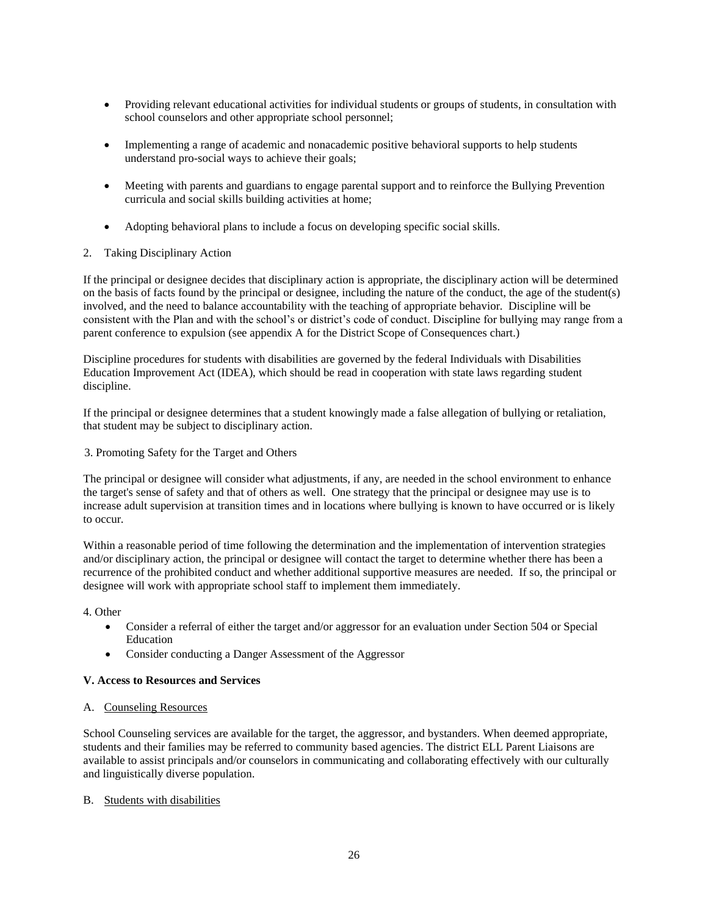- Providing relevant educational activities for individual students or groups of students, in consultation with school counselors and other appropriate school personnel;

- Implementing a range of academic and nonacademic positive behavioral supports to help students understand pro-social ways to achieve their goals;

- Meeting with parents and guardians to engage parental support and to reinforce the Bullying Prevention curricula and social skills building activities at home;

- Adopting behavioral plans to include a focus on developing specific social skills.

2. Taking Disciplinary Action

If the principal or designee decides that disciplinary action is appropriate, the disciplinary action will be determined on the basis of facts found by the principal or designee, including the nature of the conduct, the age of the student(s) involved, and the need to balance accountability with the teaching of appropriate behavior. Discipline will be consistent with the Plan and with the school's or district's code of conduct. Discipline for bullying may range from a parent conference to expulsion (see appendix A for the District Scope of Consequences chart.)

Discipline procedures for students with disabilities are governed by the federal Individuals with Disabilities Education Improvement Act (IDEA), which should be read in cooperation with state laws regarding student discipline.

If the principal or designee determines that a student knowingly made a false allegation of bullying or retaliation, that student may be subject to disciplinary action.

3. Promoting Safety for the Target and Others

The principal or designee will consider what adjustments, if any, are needed in the school environment to enhance the target's sense of safety and that of others as well. One strategy that the principal or designee may use is to increase adult supervision at transition times and in locations where bullying is known to have occurred or is likely to occur.

Within a reasonable period of time following the determination and the implementation of intervention strategies and/or disciplinary action, the principal or designee will contact the target to determine whether there has been a recurrence of the prohibited conduct and whether additional supportive measures are needed. If so, the principal or designee will work with appropriate school staff to implement them immediately.

4. Other

- Consider a referral of either the target and/or aggressor for an evaluation under Section 504 or Special Education
- Consider conducting a Danger Assessment of the Aggressor

**V. Access to Resources and Services**

A. Counseling Resources

School Counseling services are available for the target, the aggressor, and bystanders. When deemed appropriate, students and their families may be referred to community based agencies. The district ELL Parent Liaisons are available to assist principals and/or counselors in communicating and collaborating effectively with our culturally and linguistically diverse population.

B. Students with disabilities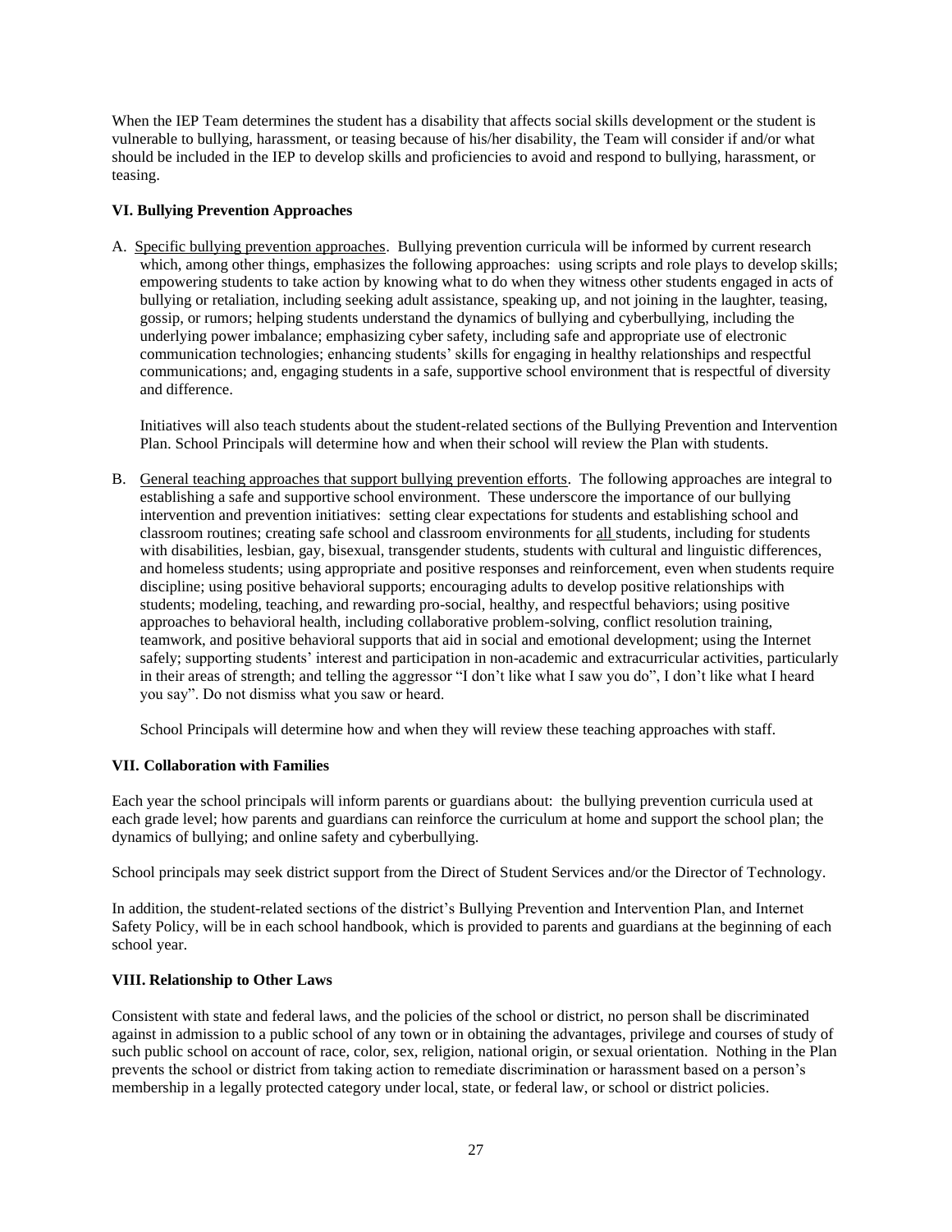When the IEP Team determines the student has a disability that affects social skills development or the student is vulnerable to bullying, harassment, or teasing because of his/her disability, the Team will consider if and/or what should be included in the IEP to develop skills and proficiencies to avoid and respond to bullying, harassment, or teasing.

### VI. Bullying Prevention Approaches

A. Specific bullying prevention approaches. Bullying prevention curricula will be informed by current research which, among other things, emphasizes the following approaches: using scripts and role plays to develop skills; empowering students to take action by knowing what to do when they witness other students engaged in acts of bullying or retaliation, including seeking adult assistance, speaking up, and not joining in the laughter, teasing, gossip, or rumors; helping students understand the dynamics of bullying and cyberbullying, including the underlying power imbalance; emphasizing cyber safety, including safe and appropriate use of electronic communication technologies; enhancing students' skills for engaging in healthy relationships and respectful communications; and, engaging students in a safe, supportive school environment that is respectful of diversity and difference.

   Initiatives will also teach students about the student-related sections of the Bullying Prevention and Intervention Plan. School Principals will determine how and when their school will review the Plan with students.

B. General teaching approaches that support bullying prevention efforts. The following approaches are integral to establishing a safe and supportive school environment. These underscore the importance of our bullying intervention and prevention initiatives: setting clear expectations for students and establishing school and classroom routines; creating safe school and classroom environments for all students, including for students with disabilities, lesbian, gay, bisexual, transgender students, students with cultural and linguistic differences, and homeless students; using appropriate and positive responses and reinforcement, even when students require discipline; using positive behavioral supports; encouraging adults to develop positive relationships with students; modeling, teaching, and rewarding pro-social, healthy, and respectful behaviors; using positive approaches to behavioral health, including collaborative problem-solving, conflict resolution training, teamwork, and positive behavioral supports that aid in social and emotional development; using the Internet safely; supporting students' interest and participation in non-academic and extracurricular activities, particularly in their areas of strength; and telling the aggressor "I don't like what I saw you do", I don't like what I heard you say". Do not dismiss what you saw or heard.

   School Principals will determine how and when they will review these teaching approaches with staff.

### VII. Collaboration with Families

Each year the school principals will inform parents or guardians about: the bullying prevention curricula used at each grade level; how parents and guardians can reinforce the curriculum at home and support the school plan; the dynamics of bullying; and online safety and cyberbullying.

School principals may seek district support from the Direct of Student Services and/or the Director of Technology.

In addition, the student-related sections of the district's Bullying Prevention and Intervention Plan, and Internet Safety Policy, will be in each school handbook, which is provided to parents and guardians at the beginning of each school year.

### VIII. Relationship to Other Laws

Consistent with state and federal laws, and the policies of the school or district, no person shall be discriminated against in admission to a public school of any town or in obtaining the advantages, privilege and courses of study of such public school on account of race, color, sex, religion, national origin, or sexual orientation. Nothing in the Plan prevents the school or district from taking action to remediate discrimination or harassment based on a person's membership in a legally protected category under local, state, or federal law, or school or district policies.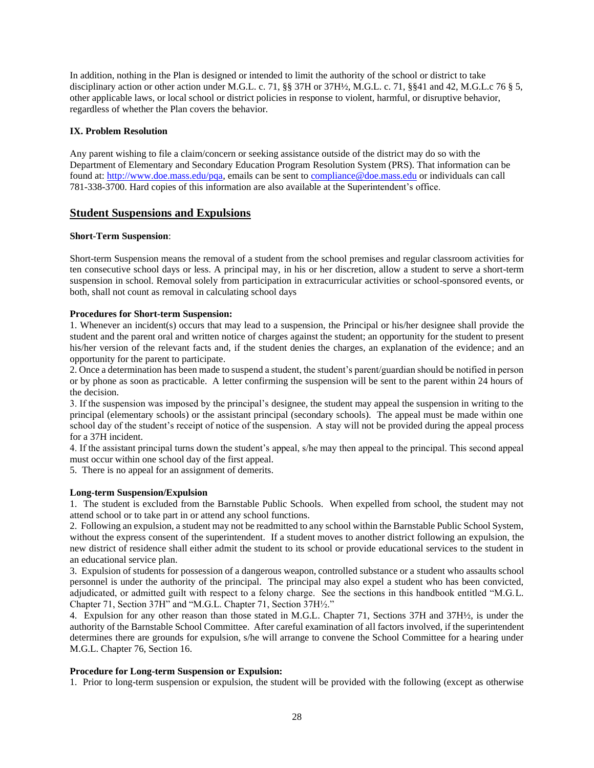In addition, nothing in the Plan is designed or intended to limit the authority of the school or district to take disciplinary action or other action under M.G.L. c. 71, §§ 37H or 37H½, M.G.L. c. 71, §§41 and 42, M.G.L.c 76 § 5, other applicable laws, or local school or district policies in response to violent, harmful, or disruptive behavior, regardless of whether the Plan covers the behavior.

**IX. Problem Resolution**

Any parent wishing to file a claim/concern or seeking assistance outside of the district may do so with the Department of Elementary and Secondary Education Program Resolution System (PRS). That information can be found at: [http://www.doe.mass.edu/pqa](http://www.doe.mass.edu/pqa), emails can be sent to [compliance@doe.mass.edu](mailto:compliance@doe.mass.edu) or individuals can call 781-338-3700. Hard copies of this information are also available at the Superintendent's office.

## Student Suspensions and Expulsions

**Short-Term Suspension**:

Short-term Suspension means the removal of a student from the school premises and regular classroom activities for ten consecutive school days or less. A principal may, in his or her discretion, allow a student to serve a short-term suspension in school. Removal solely from participation in extracurricular activities or school-sponsored events, or both, shall not count as removal in calculating school days

**Procedures for Short-term Suspension:**

1. Whenever an incident(s) occurs that may lead to a suspension, the Principal or his/her designee shall provide the student and the parent oral and written notice of charges against the student; an opportunity for the student to present his/her version of the relevant facts and, if the student denies the charges, an explanation of the evidence; and an opportunity for the parent to participate.
2. Once a determination has been made to suspend a student, the student's parent/guardian should be notified in person or by phone as soon as practicable. A letter confirming the suspension will be sent to the parent within 24 hours of the decision.
3. If the suspension was imposed by the principal's designee, the student may appeal the suspension in writing to the principal (elementary schools) or the assistant principal (secondary schools). The appeal must be made within one school day of the student's receipt of notice of the suspension. A stay will not be provided during the appeal process for a 37H incident.
4. If the assistant principal turns down the student's appeal, s/he may then appeal to the principal. This second appeal must occur within one school day of the first appeal.
5. There is no appeal for an assignment of demerits.

**Long-term Suspension/Expulsion**

1. The student is excluded from the Barnstable Public Schools. When expelled from school, the student may not attend school or to take part in or attend any school functions.
2. Following an expulsion, a student may not be readmitted to any school within the Barnstable Public School System, without the express consent of the superintendent. If a student moves to another district following an expulsion, the new district of residence shall either admit the student to its school or provide educational services to the student in an educational service plan.
3. Expulsion of students for possession of a dangerous weapon, controlled substance or a student who assaults school personnel is under the authority of the principal. The principal may also expel a student who has been convicted, adjudicated, or admitted guilt with respect to a felony charge. See the sections in this handbook entitled "M.G.L. Chapter 71, Section 37H" and "M.G.L. Chapter 71, Section 37H½."
4. Expulsion for any other reason than those stated in M.G.L. Chapter 71, Sections 37H and 37H½, is under the authority of the Barnstable School Committee. After careful examination of all factors involved, if the superintendent determines there are grounds for expulsion, s/he will arrange to convene the School Committee for a hearing under M.G.L. Chapter 76, Section 16.

**Procedure for Long-term Suspension or Expulsion:**

1. Prior to long-term suspension or expulsion, the student will be provided with the following (except as otherwise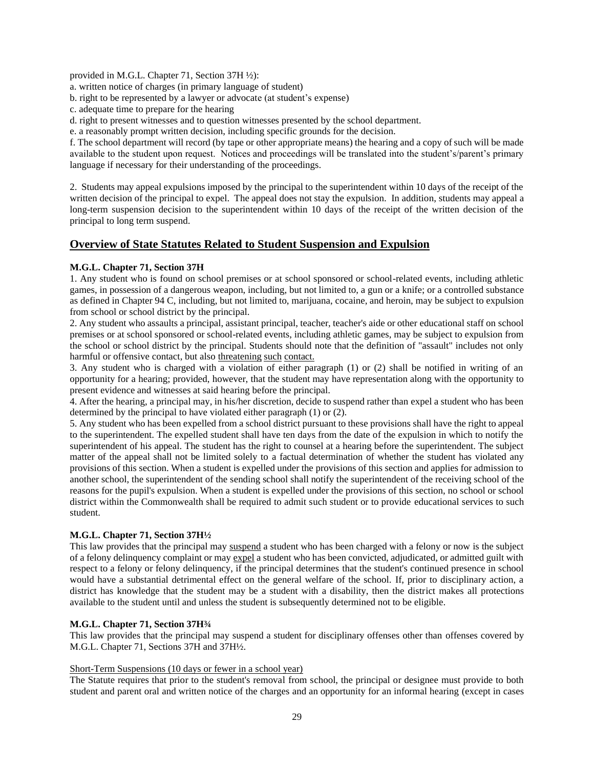provided in M.G.L. Chapter 71, Section 37H ½):

a. written notice of charges (in primary language of student)

b. right to be represented by a lawyer or advocate (at student's expense)

c. adequate time to prepare for the hearing

d. right to present witnesses and to question witnesses presented by the school department.

e. a reasonably prompt written decision, including specific grounds for the decision.

f. The school department will record (by tape or other appropriate means) the hearing and a copy of such will be made available to the student upon request. Notices and proceedings will be translated into the student's/parent's primary language if necessary for their understanding of the proceedings.

2. Students may appeal expulsions imposed by the principal to the superintendent within 10 days of the receipt of the written decision of the principal to expel. The appeal does not stay the expulsion. In addition, students may appeal a long-term suspension decision to the superintendent within 10 days of the receipt of the written decision of the principal to long term suspend.

## Overview of State Statutes Related to Student Suspension and Expulsion

**M.G.L. Chapter 71, Section 37H**

1. Any student who is found on school premises or at school sponsored or school-related events, including athletic games, in possession of a dangerous weapon, including, but not limited to, a gun or a knife; or a controlled substance as defined in Chapter 94 C, including, but not limited to, marijuana, cocaine, and heroin, may be subject to expulsion from school or school district by the principal.
2. Any student who assaults a principal, assistant principal, teacher, teacher's aide or other educational staff on school premises or at school sponsored or school-related events, including athletic games, may be subject to expulsion from the school or school district by the principal. Students should note that the definition of "assault" includes not only harmful or offensive contact, but also threatening such contact.
3. Any student who is charged with a violation of either paragraph (1) or (2) shall be notified in writing of an opportunity for a hearing; provided, however, that the student may have representation along with the opportunity to present evidence and witnesses at said hearing before the principal.
4. After the hearing, a principal may, in his/her discretion, decide to suspend rather than expel a student who has been determined by the principal to have violated either paragraph (1) or (2).
5. Any student who has been expelled from a school district pursuant to these provisions shall have the right to appeal to the superintendent. The expelled student shall have ten days from the date of the expulsion in which to notify the superintendent of his appeal. The student has the right to counsel at a hearing before the superintendent. The subject matter of the appeal shall not be limited solely to a factual determination of whether the student has violated any provisions of this section. When a student is expelled under the provisions of this section and applies for admission to another school, the superintendent of the sending school shall notify the superintendent of the receiving school of the reasons for the pupil's expulsion. When a student is expelled under the provisions of this section, no school or school district within the Commonwealth shall be required to admit such student or to provide educational services to such student.

**M.G.L. Chapter 71, Section 37H½**

This law provides that the principal may suspend a student who has been charged with a felony or now is the subject of a felony delinquency complaint or may expel a student who has been convicted, adjudicated, or admitted guilt with respect to a felony or felony delinquency, if the principal determines that the student's continued presence in school would have a substantial detrimental effect on the general welfare of the school. If, prior to disciplinary action, a district has knowledge that the student may be a student with a disability, then the district makes all protections available to the student until and unless the student is subsequently determined not to be eligible.

**M.G.L. Chapter 71, Section 37H¾**

This law provides that the principal may suspend a student for disciplinary offenses other than offenses covered by M.G.L. Chapter 71, Sections 37H and 37H½.

Short-Term Suspensions (10 days or fewer in a school year)

The Statute requires that prior to the student's removal from school, the principal or designee must provide to both student and parent oral and written notice of the charges and an opportunity for an informal hearing (except in cases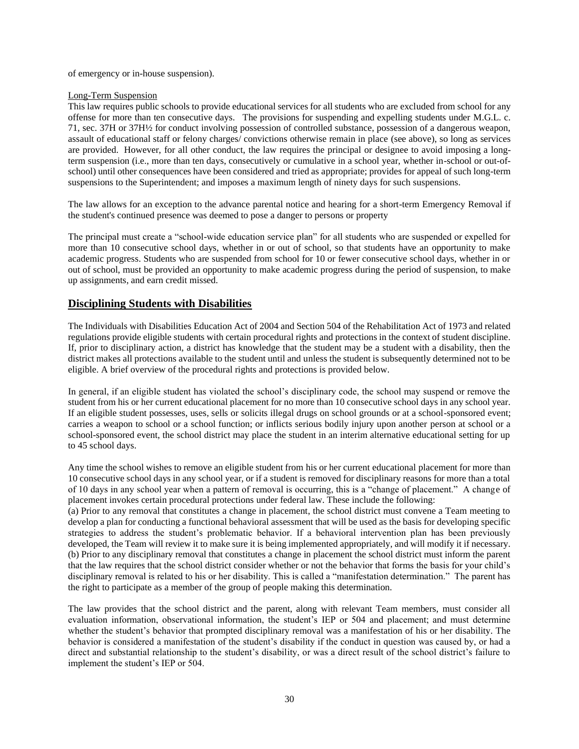of emergency or in-house suspension).

Long-Term Suspension

This law requires public schools to provide educational services for all students who are excluded from school for any offense for more than ten consecutive days. The provisions for suspending and expelling students under M.G.L. c. 71, sec. 37H or 37H½ for conduct involving possession of controlled substance, possession of a dangerous weapon, assault of educational staff or felony charges/ convictions otherwise remain in place (see above), so long as services are provided. However, for all other conduct, the law requires the principal or designee to avoid imposing a long-term suspension (i.e., more than ten days, consecutively or cumulative in a school year, whether in-school or out-of-school) until other consequences have been considered and tried as appropriate; provides for appeal of such long-term suspensions to the Superintendent; and imposes a maximum length of ninety days for such suspensions.

The law allows for an exception to the advance parental notice and hearing for a short-term Emergency Removal if the student's continued presence was deemed to pose a danger to persons or property

The principal must create a "school-wide education service plan" for all students who are suspended or expelled for more than 10 consecutive school days, whether in or out of school, so that students have an opportunity to make academic progress. Students who are suspended from school for 10 or fewer consecutive school days, whether in or out of school, must be provided an opportunity to make academic progress during the period of suspension, to make up assignments, and earn credit missed.

## Disciplining Students with Disabilities

The Individuals with Disabilities Education Act of 2004 and Section 504 of the Rehabilitation Act of 1973 and related regulations provide eligible students with certain procedural rights and protections in the context of student discipline. If, prior to disciplinary action, a district has knowledge that the student may be a student with a disability, then the district makes all protections available to the student until and unless the student is subsequently determined not to be eligible. A brief overview of the procedural rights and protections is provided below.

In general, if an eligible student has violated the school's disciplinary code, the school may suspend or remove the student from his or her current educational placement for no more than 10 consecutive school days in any school year. If an eligible student possesses, uses, sells or solicits illegal drugs on school grounds or at a school-sponsored event; carries a weapon to school or a school function; or inflicts serious bodily injury upon another person at school or a school-sponsored event, the school district may place the student in an interim alternative educational setting for up to 45 school days.

Any time the school wishes to remove an eligible student from his or her current educational placement for more than 10 consecutive school days in any school year, or if a student is removed for disciplinary reasons for more than a total of 10 days in any school year when a pattern of removal is occurring, this is a "change of placement." A change of placement invokes certain procedural protections under federal law. These include the following:

(a) Prior to any removal that constitutes a change in placement, the school district must convene a Team meeting to develop a plan for conducting a functional behavioral assessment that will be used as the basis for developing specific strategies to address the student's problematic behavior. If a behavioral intervention plan has been previously developed, the Team will review it to make sure it is being implemented appropriately, and will modify it if necessary.

(b) Prior to any disciplinary removal that constitutes a change in placement the school district must inform the parent that the law requires that the school district consider whether or not the behavior that forms the basis for your child's disciplinary removal is related to his or her disability. This is called a "manifestation determination." The parent has the right to participate as a member of the group of people making this determination.

The law provides that the school district and the parent, along with relevant Team members, must consider all evaluation information, observational information, the student's IEP or 504 and placement; and must determine whether the student's behavior that prompted disciplinary removal was a manifestation of his or her disability. The behavior is considered a manifestation of the student's disability if the conduct in question was caused by, or had a direct and substantial relationship to the student's disability, or was a direct result of the school district's failure to implement the student's IEP or 504.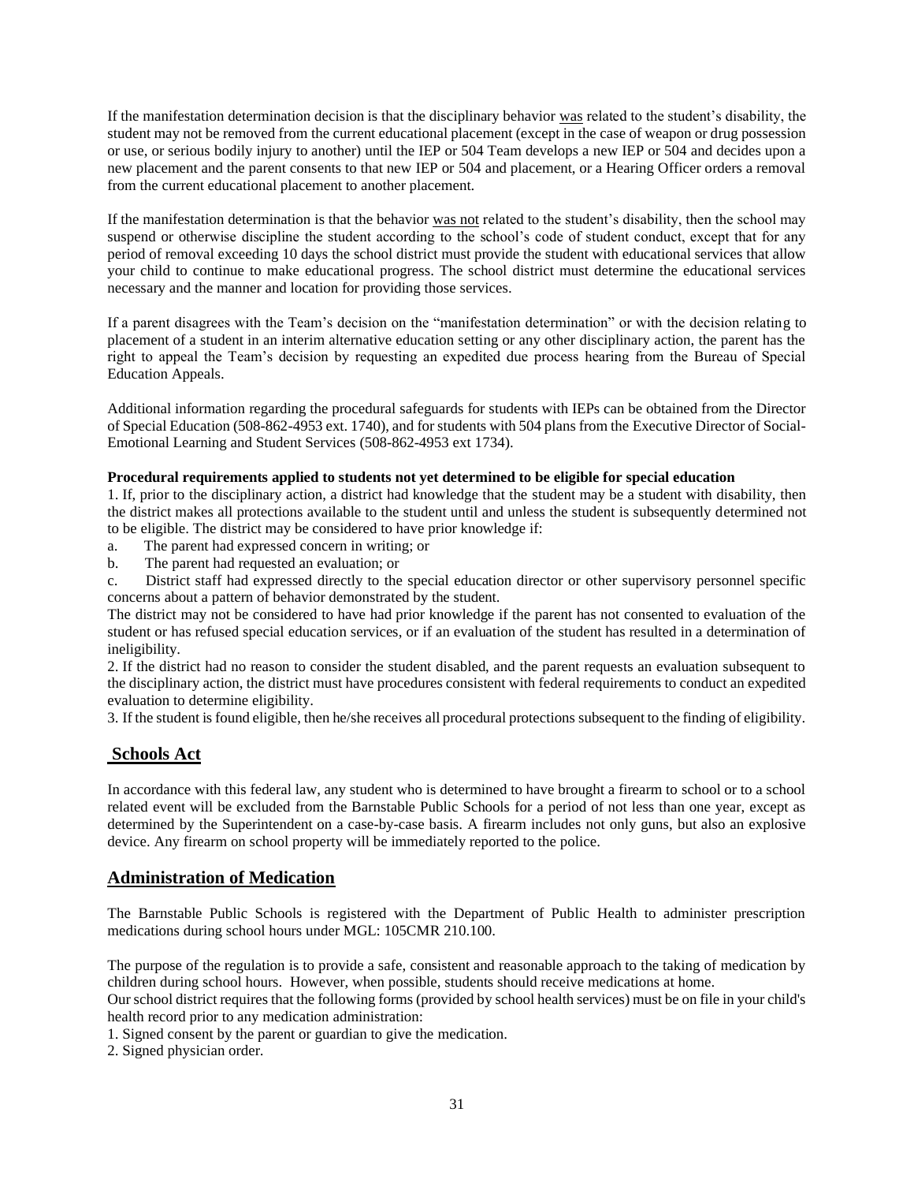If the manifestation determination decision is that the disciplinary behavior <u>was</u> related to the student's disability, the student may not be removed from the current educational placement (except in the case of weapon or drug possession or use, or serious bodily injury to another) until the IEP or 504 Team develops a new IEP or 504 and decides upon a new placement and the parent consents to that new IEP or 504 and placement, or a Hearing Officer orders a removal from the current educational placement to another placement.

If the manifestation determination is that the behavior <u>was not</u> related to the student's disability, then the school may suspend or otherwise discipline the student according to the school's code of student conduct, except that for any period of removal exceeding 10 days the school district must provide the student with educational services that allow your child to continue to make educational progress. The school district must determine the educational services necessary and the manner and location for providing those services.

If a parent disagrees with the Team's decision on the "manifestation determination" or with the decision relating to placement of a student in an interim alternative education setting or any other disciplinary action, the parent has the right to appeal the Team's decision by requesting an expedited due process hearing from the Bureau of Special Education Appeals.

Additional information regarding the procedural safeguards for students with IEPs can be obtained from the Director of Special Education (508-862-4953 ext. 1740), and for students with 504 plans from the Executive Director of Social-Emotional Learning and Student Services (508-862-4953 ext 1734).

**Procedural requirements applied to students not yet determined to be eligible for special education**

1. If, prior to the disciplinary action, a district had knowledge that the student may be a student with disability, then the district makes all protections available to the student until and unless the student is subsequently determined not to be eligible. The district may be considered to have prior knowledge if:

a. The parent had expressed concern in writing; or

b. The parent had requested an evaluation; or

c. District staff had expressed directly to the special education director or other supervisory personnel specific concerns about a pattern of behavior demonstrated by the student.

The district may not be considered to have had prior knowledge if the parent has not consented to evaluation of the student or has refused special education services, or if an evaluation of the student has resulted in a determination of ineligibility.

2. If the district had no reason to consider the student disabled, and the parent requests an evaluation subsequent to the disciplinary action, the district must have procedures consistent with federal requirements to conduct an expedited evaluation to determine eligibility.

3. If the student is found eligible, then he/she receives all procedural protections subsequent to the finding of eligibility.

## Schools Act

In accordance with this federal law, any student who is determined to have brought a firearm to school or to a school related event will be excluded from the Barnstable Public Schools for a period of not less than one year, except as determined by the Superintendent on a case-by-case basis. A firearm includes not only guns, but also an explosive device. Any firearm on school property will be immediately reported to the police.

## Administration of Medication

The Barnstable Public Schools is registered with the Department of Public Health to administer prescription medications during school hours under MGL: 105CMR 210.100.

The purpose of the regulation is to provide a safe, consistent and reasonable approach to the taking of medication by children during school hours. However, when possible, students should receive medications at home.

Our school district requires that the following forms (provided by school health services) must be on file in your child's health record prior to any medication administration:

1. Signed consent by the parent or guardian to give the medication.
2. Signed physician order.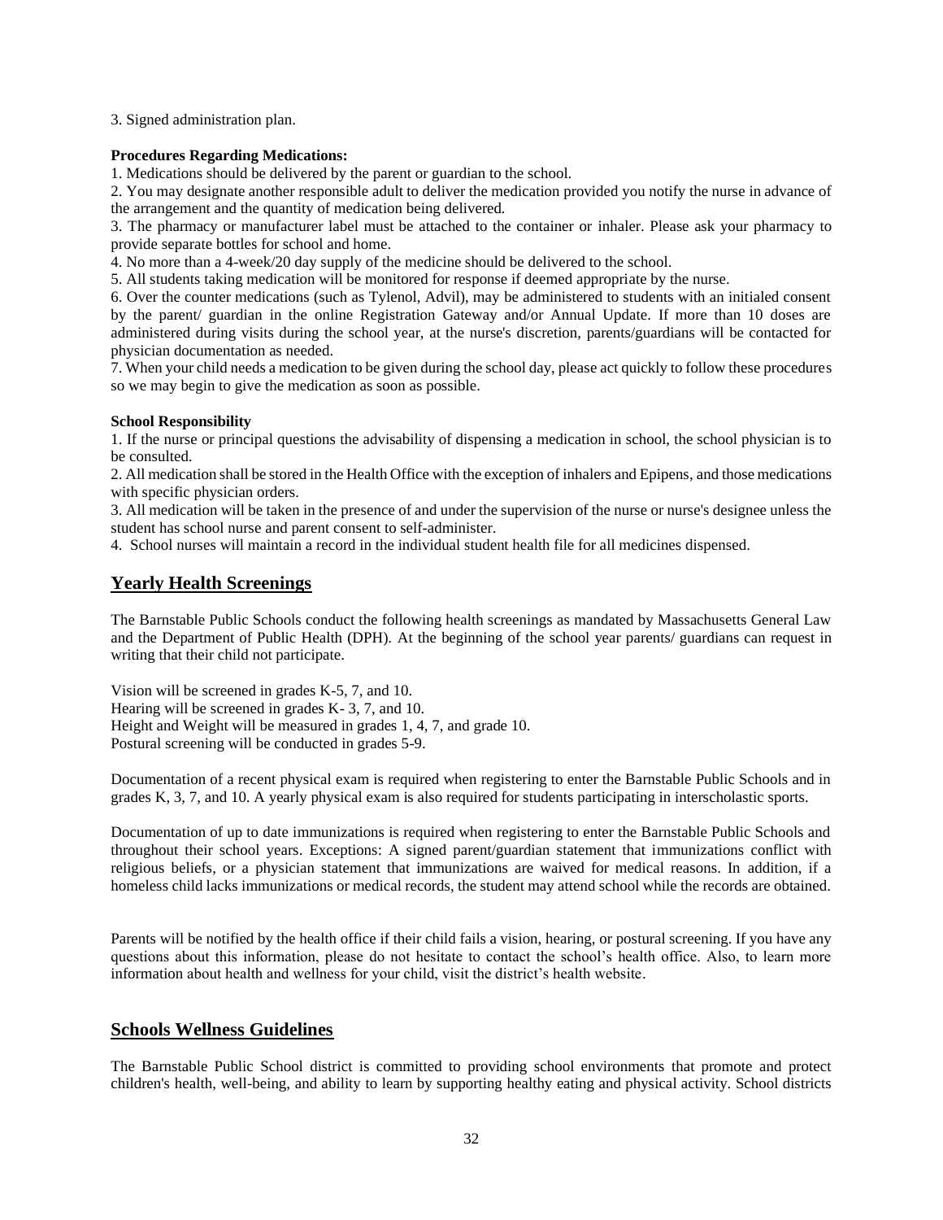3. Signed administration plan.

**Procedures Regarding Medications:**

1. Medications should be delivered by the parent or guardian to the school.
2. You may designate another responsible adult to deliver the medication provided you notify the nurse in advance of the arrangement and the quantity of medication being delivered.
3. The pharmacy or manufacturer label must be attached to the container or inhaler. Please ask your pharmacy to provide separate bottles for school and home.
4. No more than a 4-week/20 day supply of the medicine should be delivered to the school.
5. All students taking medication will be monitored for response if deemed appropriate by the nurse.
6. Over the counter medications (such as Tylenol, Advil), may be administered to students with an initialed consent by the parent/ guardian in the online Registration Gateway and/or Annual Update. If more than 10 doses are administered during visits during the school year, at the nurse's discretion, parents/guardians will be contacted for physician documentation as needed.
7. When your child needs a medication to be given during the school day, please act quickly to follow these procedures so we may begin to give the medication as soon as possible.

**School Responsibility**

1. If the nurse or principal questions the advisability of dispensing a medication in school, the school physician is to be consulted.
2. All medication shall be stored in the Health Office with the exception of inhalers and Epipens, and those medications with specific physician orders.
3. All medication will be taken in the presence of and under the supervision of the nurse or nurse's designee unless the student has school nurse and parent consent to self-administer.
4. School nurses will maintain a record in the individual student health file for all medicines dispensed.

## Yearly Health Screenings

The Barnstable Public Schools conduct the following health screenings as mandated by Massachusetts General Law and the Department of Public Health (DPH). At the beginning of the school year parents/ guardians can request in writing that their child not participate.

Vision will be screened in grades K-5, 7, and 10.
Hearing will be screened in grades K- 3, 7, and 10.
Height and Weight will be measured in grades 1, 4, 7, and grade 10.
Postural screening will be conducted in grades 5-9.

Documentation of a recent physical exam is required when registering to enter the Barnstable Public Schools and in grades K, 3, 7, and 10. A yearly physical exam is also required for students participating in interscholastic sports.

Documentation of up to date immunizations is required when registering to enter the Barnstable Public Schools and throughout their school years. Exceptions: A signed parent/guardian statement that immunizations conflict with religious beliefs, or a physician statement that immunizations are waived for medical reasons. In addition, if a homeless child lacks immunizations or medical records, the student may attend school while the records are obtained.

Parents will be notified by the health office if their child fails a vision, hearing, or postural screening. If you have any questions about this information, please do not hesitate to contact the school's health office. Also, to learn more information about health and wellness for your child, visit the district's health website.

## Schools Wellness Guidelines

The Barnstable Public School district is committed to providing school environments that promote and protect children's health, well-being, and ability to learn by supporting healthy eating and physical activity. School districts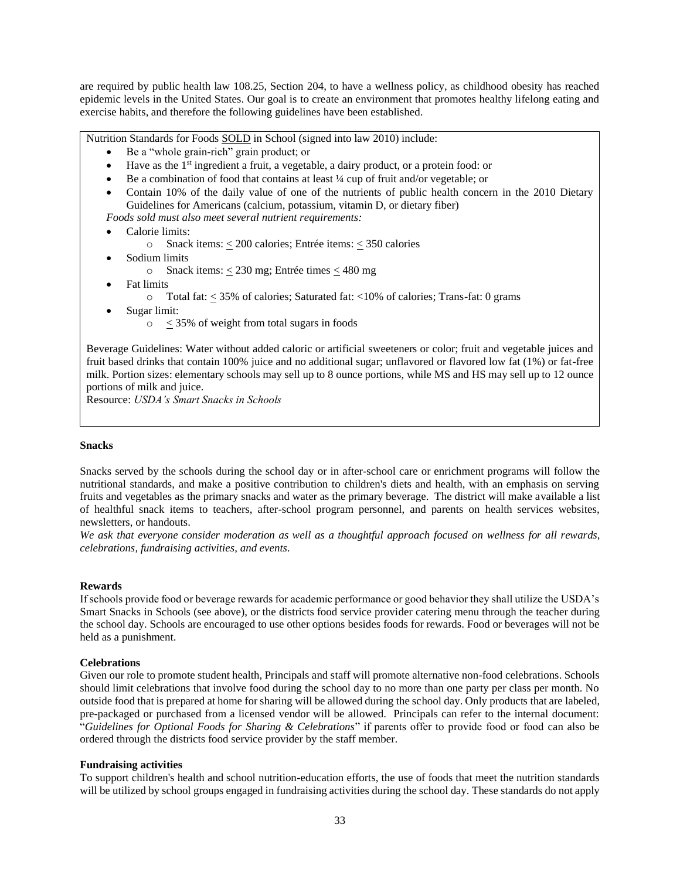are required by public health law 108.25, Section 204, to have a wellness policy, as childhood obesity has reached epidemic levels in the United States. Our goal is to create an environment that promotes healthy lifelong eating and exercise habits, and therefore the following guidelines have been established.

Nutrition Standards for Foods SOLD in School (signed into law 2010) include:

- Be a "whole grain-rich" grain product; or
- Have as the 1st ingredient a fruit, a vegetable, a dairy product, or a protein food: or
- Be a combination of food that contains at least ¼ cup of fruit and/or vegetable; or
- Contain 10% of the daily value of one of the nutrients of public health concern in the 2010 Dietary Guidelines for Americans (calcium, potassium, vitamin D, or dietary fiber)

*Foods sold must also meet several nutrient requirements:*

- Calorie limits:
  - Snack items: < 200 calories; Entrée items: < 350 calories
- Sodium limits
  - Snack items: < 230 mg; Entrée times < 480 mg
- Fat limits
  - Total fat: < 35% of calories; Saturated fat: <10% of calories; Trans-fat: 0 grams
- Sugar limit:
  - < 35% of weight from total sugars in foods

Beverage Guidelines: Water without added caloric or artificial sweeteners or color; fruit and vegetable juices and fruit based drinks that contain 100% juice and no additional sugar; unflavored or flavored low fat (1%) or fat-free milk. Portion sizes: elementary schools may sell up to 8 ounce portions, while MS and HS may sell up to 12 ounce portions of milk and juice.

Resource: *USDA's Smart Snacks in Schools*

**Snacks**

Snacks served by the schools during the school day or in after-school care or enrichment programs will follow the nutritional standards, and make a positive contribution to children's diets and health, with an emphasis on serving fruits and vegetables as the primary snacks and water as the primary beverage. The district will make available a list of healthful snack items to teachers, after-school program personnel, and parents on health services websites, newsletters, or handouts.

*We ask that everyone consider moderation as well as a thoughtful approach focused on wellness for all rewards, celebrations, fundraising activities, and events.*

**Rewards**

If schools provide food or beverage rewards for academic performance or good behavior they shall utilize the USDA's Smart Snacks in Schools (see above), or the districts food service provider catering menu through the teacher during the school day. Schools are encouraged to use other options besides foods for rewards. Food or beverages will not be held as a punishment.

**Celebrations**

Given our role to promote student health, Principals and staff will promote alternative non-food celebrations. Schools should limit celebrations that involve food during the school day to no more than one party per class per month. No outside food that is prepared at home for sharing will be allowed during the school day. Only products that are labeled, pre-packaged or purchased from a licensed vendor will be allowed. Principals can refer to the internal document: "*Guidelines for Optional Foods for Sharing & Celebrations*" if parents offer to provide food or food can also be ordered through the districts food service provider by the staff member.

**Fundraising activities**

To support children's health and school nutrition-education efforts, the use of foods that meet the nutrition standards will be utilized by school groups engaged in fundraising activities during the school day. These standards do not apply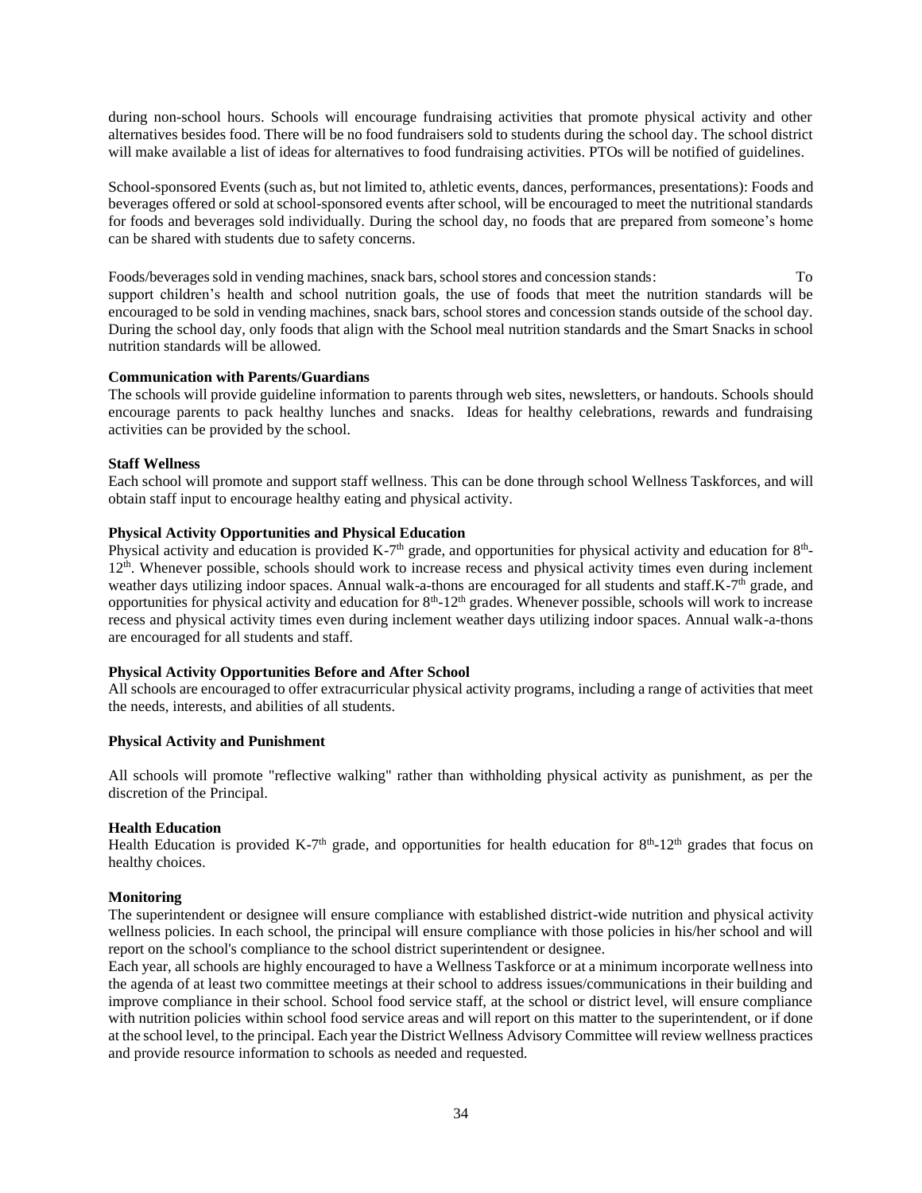during non-school hours. Schools will encourage fundraising activities that promote physical activity and other alternatives besides food. There will be no food fundraisers sold to students during the school day. The school district will make available a list of ideas for alternatives to food fundraising activities. PTOs will be notified of guidelines.

School-sponsored Events (such as, but not limited to, athletic events, dances, performances, presentations): Foods and beverages offered or sold at school-sponsored events after school, will be encouraged to meet the nutritional standards for foods and beverages sold individually. During the school day, no foods that are prepared from someone's home can be shared with students due to safety concerns.

Foods/beverages sold in vending machines, snack bars, school stores and concession stands: To support children's health and school nutrition goals, the use of foods that meet the nutrition standards will be encouraged to be sold in vending machines, snack bars, school stores and concession stands outside of the school day. During the school day, only foods that align with the School meal nutrition standards and the Smart Snacks in school nutrition standards will be allowed.

**Communication with Parents/Guardians**

The schools will provide guideline information to parents through web sites, newsletters, or handouts. Schools should encourage parents to pack healthy lunches and snacks. Ideas for healthy celebrations, rewards and fundraising activities can be provided by the school.

**Staff Wellness**

Each school will promote and support staff wellness. This can be done through school Wellness Taskforces, and will obtain staff input to encourage healthy eating and physical activity.

**Physical Activity Opportunities and Physical Education**

Physical activity and education is provided K-7th grade, and opportunities for physical activity and education for 8th-12th. Whenever possible, schools should work to increase recess and physical activity times even during inclement weather days utilizing indoor spaces. Annual walk-a-thons are encouraged for all students and staff.K-7th grade, and opportunities for physical activity and education for 8th-12th grades. Whenever possible, schools will work to increase recess and physical activity times even during inclement weather days utilizing indoor spaces. Annual walk-a-thons are encouraged for all students and staff.

**Physical Activity Opportunities Before and After School**

All schools are encouraged to offer extracurricular physical activity programs, including a range of activities that meet the needs, interests, and abilities of all students.

**Physical Activity and Punishment**

All schools will promote "reflective walking" rather than withholding physical activity as punishment, as per the discretion of the Principal.

**Health Education**

Health Education is provided K-7th grade, and opportunities for health education for 8th-12th grades that focus on healthy choices.

**Monitoring**

The superintendent or designee will ensure compliance with established district-wide nutrition and physical activity wellness policies. In each school, the principal will ensure compliance with those policies in his/her school and will report on the school's compliance to the school district superintendent or designee.

Each year, all schools are highly encouraged to have a Wellness Taskforce or at a minimum incorporate wellness into the agenda of at least two committee meetings at their school to address issues/communications in their building and improve compliance in their school. School food service staff, at the school or district level, will ensure compliance with nutrition policies within school food service areas and will report on this matter to the superintendent, or if done at the school level, to the principal. Each year the District Wellness Advisory Committee will review wellness practices and provide resource information to schools as needed and requested.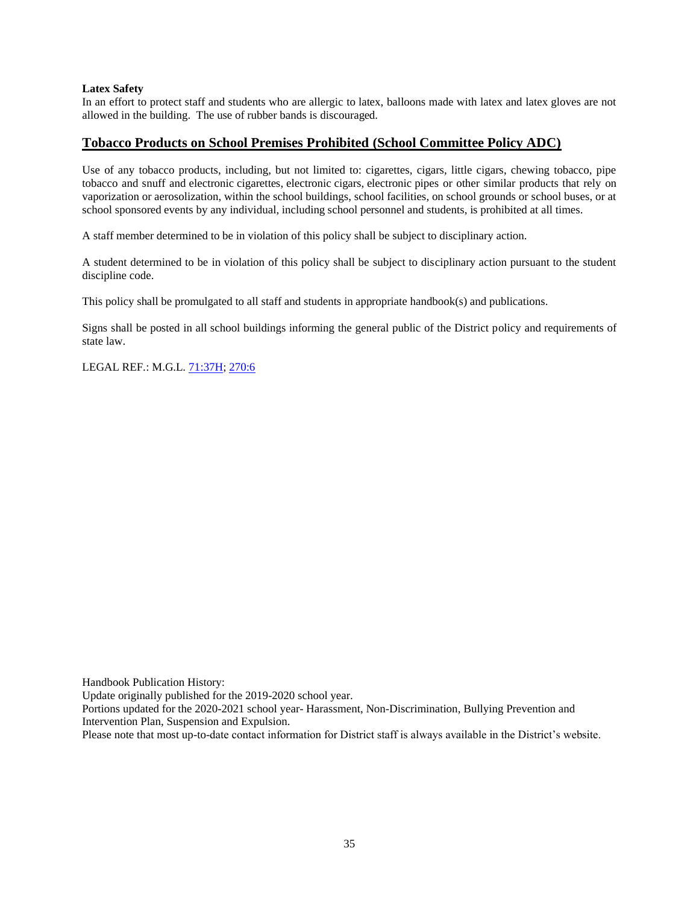**Latex Safety**

In an effort to protect staff and students who are allergic to latex, balloons made with latex and latex gloves are not allowed in the building. The use of rubber bands is discouraged.

## Tobacco Products on School Premises Prohibited (School Committee Policy ADC)

Use of any tobacco products, including, but not limited to: cigarettes, cigars, little cigars, chewing tobacco, pipe tobacco and snuff and electronic cigarettes, electronic cigars, electronic pipes or other similar products that rely on vaporization or aerosolization, within the school buildings, school facilities, on school grounds or school buses, or at school sponsored events by any individual, including school personnel and students, is prohibited at all times.

A staff member determined to be in violation of this policy shall be subject to disciplinary action.

A student determined to be in violation of this policy shall be subject to disciplinary action pursuant to the student discipline code.

This policy shall be promulgated to all staff and students in appropriate handbook(s) and publications.

Signs shall be posted in all school buildings informing the general public of the District policy and requirements of state law.

LEGAL REF.: M.G.L. 71:37H; 270:6

Handbook Publication History:
Update originally published for the 2019-2020 school year.
Portions updated for the 2020-2021 school year- Harassment, Non-Discrimination, Bullying Prevention and Intervention Plan, Suspension and Expulsion.
Please note that most up-to-date contact information for District staff is always available in the District's website.